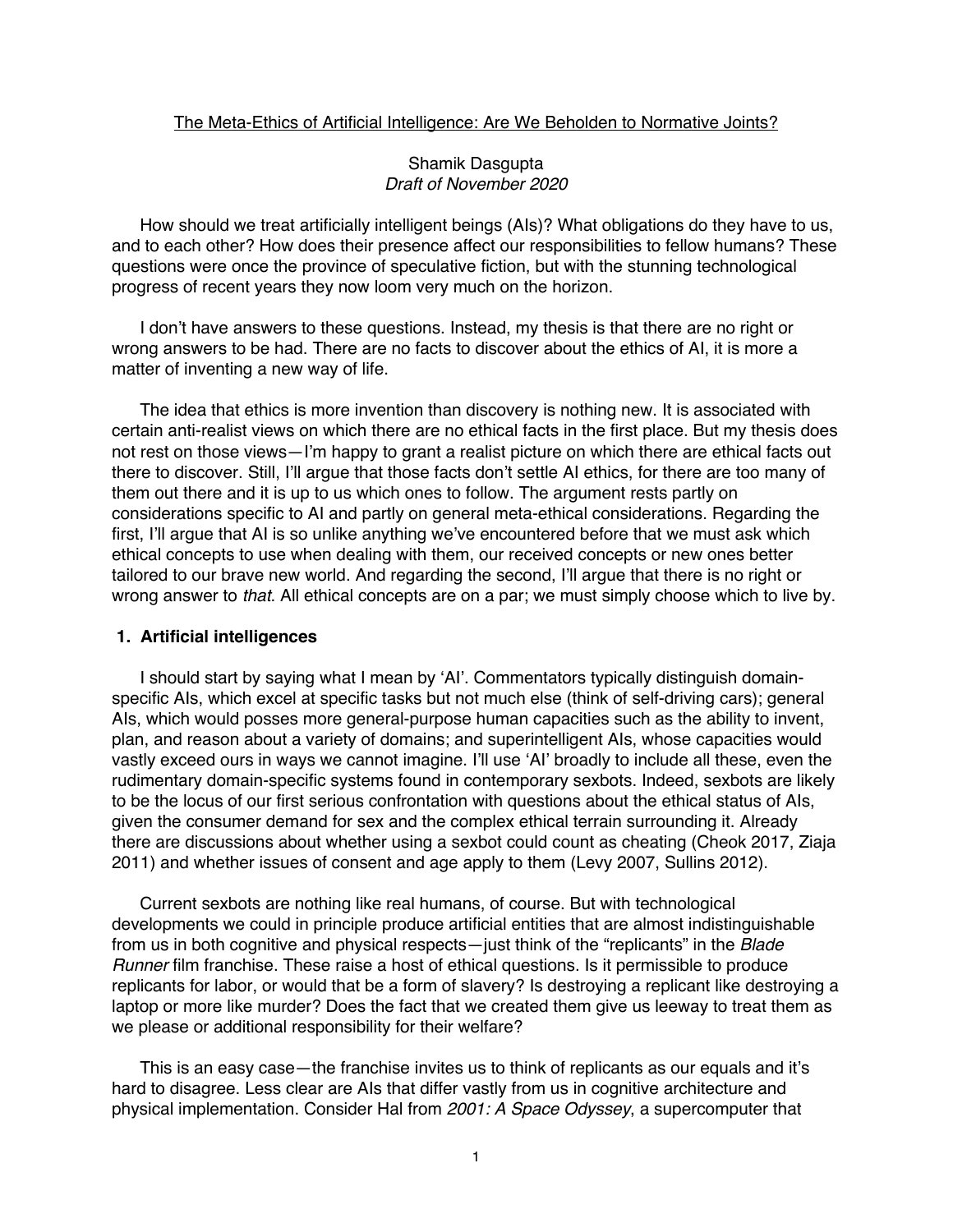<u>The Meta-Ethics of Artificial Intelligence: Are We Beholden to Normative Joints?</u>

Shamik Dasgupta
*Draft of November 2020*

How should we treat artificially intelligent beings (AIs)? What obligations do they have to us, and to each other? How does their presence affect our responsibilities to fellow humans? These questions were once the province of speculative fiction, but with the stunning technological progress of recent years they now loom very much on the horizon.

I don't have answers to these questions. Instead, my thesis is that there are no right or wrong answers to be had. There are no facts to discover about the ethics of AI, it is more a matter of inventing a new way of life.

The idea that ethics is more invention than discovery is nothing new. It is associated with certain anti-realist views on which there are no ethical facts in the first place. But my thesis does not rest on those views—I'm happy to grant a realist picture on which there are ethical facts out there to discover. Still, I'll argue that those facts don't settle AI ethics, for there are too many of them out there and it is up to us which ones to follow. The argument rests partly on considerations specific to AI and partly on general meta-ethical considerations. Regarding the first, I'll argue that AI is so unlike anything we've encountered before that we must ask which ethical concepts to use when dealing with them, our received concepts or new ones better tailored to our brave new world. And regarding the second, I'll argue that there is no right or wrong answer to *that*. All ethical concepts are on a par; we must simply choose which to live by.

## 1. Artificial intelligences

I should start by saying what I mean by 'AI'. Commentators typically distinguish domain-specific AIs, which excel at specific tasks but not much else (think of self-driving cars); general AIs, which would posses more general-purpose human capacities such as the ability to invent, plan, and reason about a variety of domains; and superintelligent AIs, whose capacities would vastly exceed ours in ways we cannot imagine. I'll use 'AI' broadly to include all these, even the rudimentary domain-specific systems found in contemporary sexbots. Indeed, sexbots are likely to be the locus of our first serious confrontation with questions about the ethical status of AIs, given the consumer demand for sex and the complex ethical terrain surrounding it. Already there are discussions about whether using a sexbot could count as cheating (Cheok 2017, Ziaja 2011) and whether issues of consent and age apply to them (Levy 2007, Sullins 2012).

Current sexbots are nothing like real humans, of course. But with technological developments we could in principle produce artificial entities that are almost indistinguishable from us in both cognitive and physical respects—just think of the "replicants" in the *Blade Runner* film franchise. These raise a host of ethical questions. Is it permissible to produce replicants for labor, or would that be a form of slavery? Is destroying a replicant like destroying a laptop or more like murder? Does the fact that we created them give us leeway to treat them as we please or additional responsibility for their welfare?

This is an easy case—the franchise invites us to think of replicants as our equals and it's hard to disagree. Less clear are AIs that differ vastly from us in cognitive architecture and physical implementation. Consider Hal from *2001: A Space Odyssey*, a supercomputer that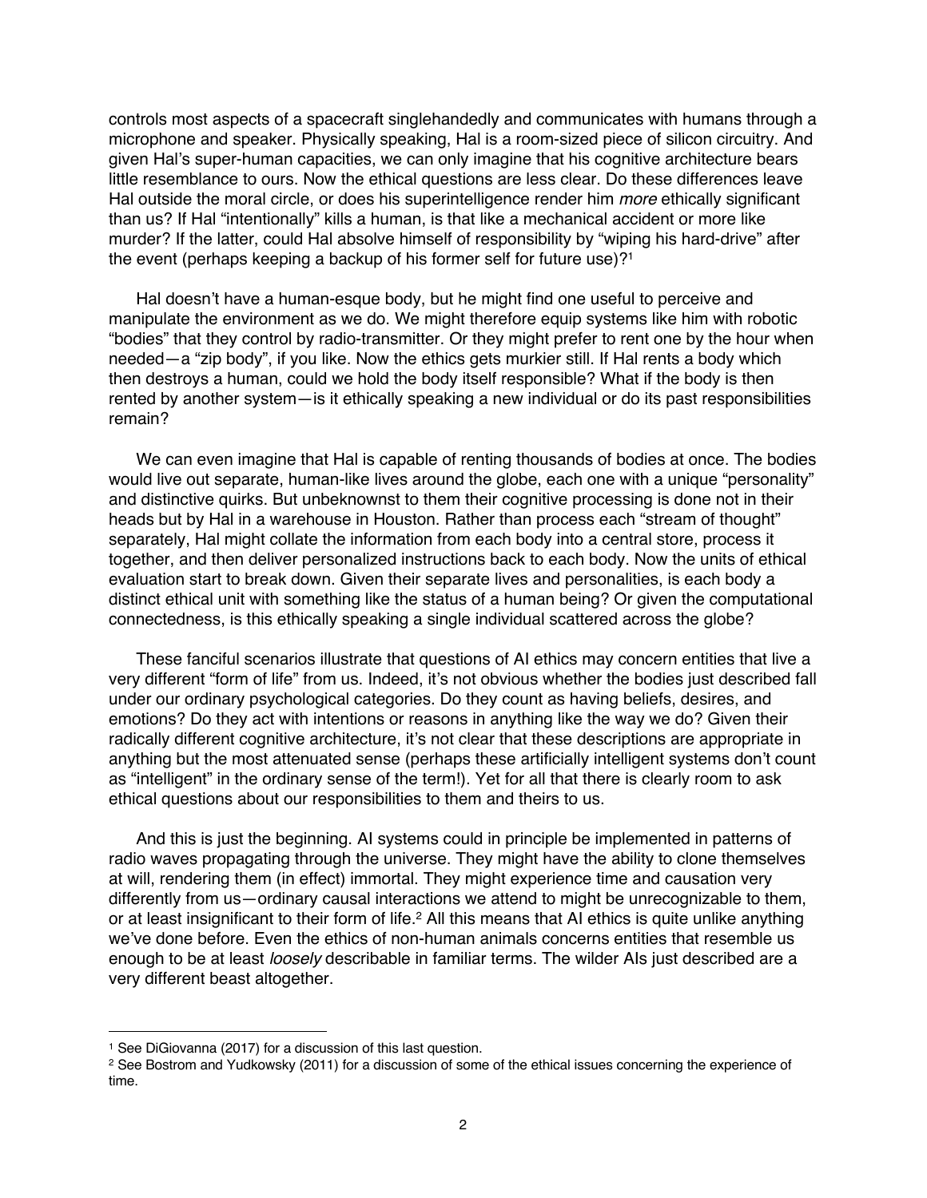controls most aspects of a spacecraft singlehandedly and communicates with humans through a microphone and speaker. Physically speaking, Hal is a room-sized piece of silicon circuitry. And given Hal's super-human capacities, we can only imagine that his cognitive architecture bears little resemblance to ours. Now the ethical questions are less clear. Do these differences leave Hal outside the moral circle, or does his superintelligence render him *more* ethically significant than us? If Hal "intentionally" kills a human, is that like a mechanical accident or more like murder? If the latter, could Hal absolve himself of responsibility by "wiping his hard-drive" after the event (perhaps keeping a backup of his former self for future use)?[1]

Hal doesn't have a human-esque body, but he might find one useful to perceive and manipulate the environment as we do. We might therefore equip systems like him with robotic "bodies" that they control by radio-transmitter. Or they might prefer to rent one by the hour when needed—a "zip body", if you like. Now the ethics gets murkier still. If Hal rents a body which then destroys a human, could we hold the body itself responsible? What if the body is then rented by another system—is it ethically speaking a new individual or do its past responsibilities remain?

We can even imagine that Hal is capable of renting thousands of bodies at once. The bodies would live out separate, human-like lives around the globe, each one with a unique "personality" and distinctive quirks. But unbeknownst to them their cognitive processing is done not in their heads but by Hal in a warehouse in Houston. Rather than process each "stream of thought" separately, Hal might collate the information from each body into a central store, process it together, and then deliver personalized instructions back to each body. Now the units of ethical evaluation start to break down. Given their separate lives and personalities, is each body a distinct ethical unit with something like the status of a human being? Or given the computational connectedness, is this ethically speaking a single individual scattered across the globe?

These fanciful scenarios illustrate that questions of AI ethics may concern entities that live a very different "form of life" from us. Indeed, it's not obvious whether the bodies just described fall under our ordinary psychological categories. Do they count as having beliefs, desires, and emotions? Do they act with intentions or reasons in anything like the way we do? Given their radically different cognitive architecture, it's not clear that these descriptions are appropriate in anything but the most attenuated sense (perhaps these artificially intelligent systems don't count as "intelligent" in the ordinary sense of the term!). Yet for all that there is clearly room to ask ethical questions about our responsibilities to them and theirs to us.

And this is just the beginning. AI systems could in principle be implemented in patterns of radio waves propagating through the universe. They might have the ability to clone themselves at will, rendering them (in effect) immortal. They might experience time and causation very differently from us—ordinary causal interactions we attend to might be unrecognizable to them, or at least insignificant to their form of life.[2] All this means that AI ethics is quite unlike anything we've done before. Even the ethics of non-human animals concerns entities that resemble us enough to be at least *loosely* describable in familiar terms. The wilder AIs just described are a very different beast altogether.

---

[1] See DiGiovanna (2017) for a discussion of this last question.

[2] See Bostrom and Yudkowsky (2011) for a discussion of some of the ethical issues concerning the experience of time.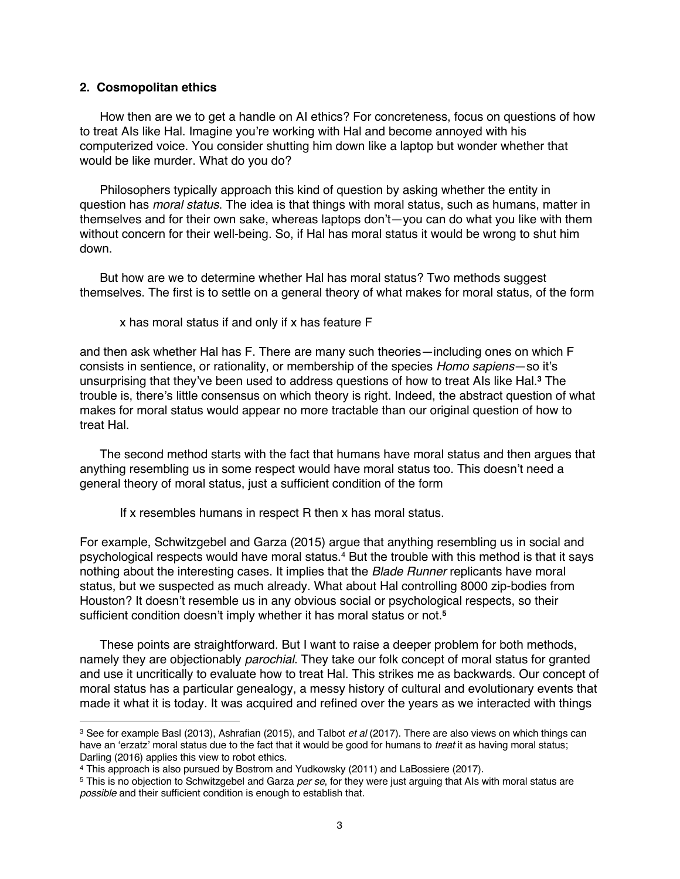## 2. Cosmopolitan ethics

How then are we to get a handle on AI ethics? For concreteness, focus on questions of how to treat AIs like Hal. Imagine you're working with Hal and become annoyed with his computerized voice. You consider shutting him down like a laptop but wonder whether that would be like murder. What do you do?

Philosophers typically approach this kind of question by asking whether the entity in question has *moral status*. The idea is that things with moral status, such as humans, matter in themselves and for their own sake, whereas laptops don't—you can do what you like with them without concern for their well-being. So, if Hal has moral status it would be wrong to shut him down.

But how are we to determine whether Hal has moral status? Two methods suggest themselves. The first is to settle on a general theory of what makes for moral status, of the form

> x has moral status if and only if x has feature F

and then ask whether Hal has F. There are many such theories—including ones on which F consists in sentience, or rationality, or membership of the species *Homo sapiens*—so it's unsurprising that they've been used to address questions of how to treat AIs like Hal.[3] The trouble is, there's little consensus on which theory is right. Indeed, the abstract question of what makes for moral status would appear no more tractable than our original question of how to treat Hal.

The second method starts with the fact that humans have moral status and then argues that anything resembling us in some respect would have moral status too. This doesn't need a general theory of moral status, just a sufficient condition of the form

> If x resembles humans in respect R then x has moral status.

For example, Schwitzgebel and Garza (2015) argue that anything resembling us in social and psychological respects would have moral status.[4] But the trouble with this method is that it says nothing about the interesting cases. It implies that the *Blade Runner* replicants have moral status, but we suspected as much already. What about Hal controlling 8000 zip-bodies from Houston? It doesn't resemble us in any obvious social or psychological respects, so their sufficient condition doesn't imply whether it has moral status or not.[5]

These points are straightforward. But I want to raise a deeper problem for both methods, namely they are objectionably *parochial*. They take our folk concept of moral status for granted and use it uncritically to evaluate how to treat Hal. This strikes me as backwards. Our concept of moral status has a particular genealogy, a messy history of cultural and evolutionary events that made it what it is today. It was acquired and refined over the years as we interacted with things

---

[3] See for example Basl (2013), Ashrafian (2015), and Talbot *et al* (2017). There are also views on which things can have an 'erzatz' moral status due to the fact that it would be good for humans to *treat* it as having moral status; Darling (2016) applies this view to robot ethics.

[4] This approach is also pursued by Bostrom and Yudkowsky (2011) and LaBossiere (2017).

[5] This is no objection to Schwitzgebel and Garza *per se*, for they were just arguing that AIs with moral status are *possible* and their sufficient condition is enough to establish that.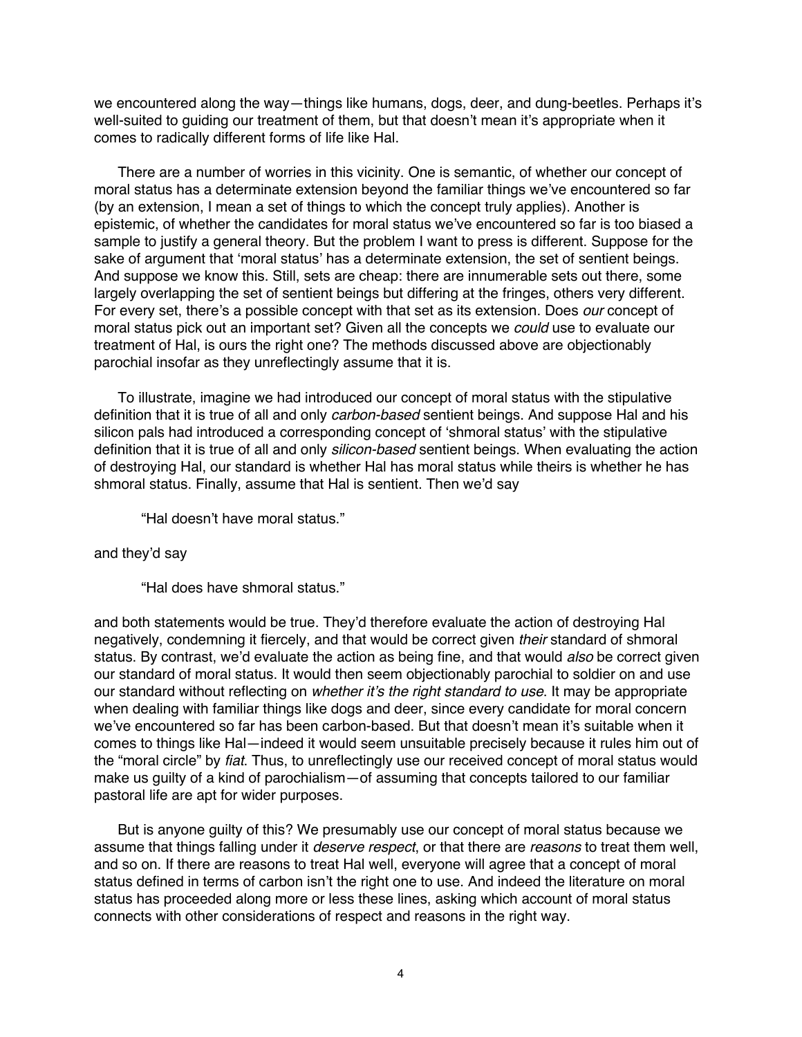we encountered along the way—things like humans, dogs, deer, and dung-beetles. Perhaps it's well-suited to guiding our treatment of them, but that doesn't mean it's appropriate when it comes to radically different forms of life like Hal.

There are a number of worries in this vicinity. One is semantic, of whether our concept of moral status has a determinate extension beyond the familiar things we've encountered so far (by an extension, I mean a set of things to which the concept truly applies). Another is epistemic, of whether the candidates for moral status we've encountered so far is too biased a sample to justify a general theory. But the problem I want to press is different. Suppose for the sake of argument that 'moral status' has a determinate extension, the set of sentient beings. And suppose we know this. Still, sets are cheap: there are innumerable sets out there, some largely overlapping the set of sentient beings but differing at the fringes, others very different. For every set, there's a possible concept with that set as its extension. Does *our* concept of moral status pick out an important set? Given all the concepts we *could* use to evaluate our treatment of Hal, is ours the right one? The methods discussed above are objectionably parochial insofar as they unreflectingly assume that it is.

To illustrate, imagine we had introduced our concept of moral status with the stipulative definition that it is true of all and only *carbon-based* sentient beings. And suppose Hal and his silicon pals had introduced a corresponding concept of 'shmoral status' with the stipulative definition that it is true of all and only *silicon-based* sentient beings. When evaluating the action of destroying Hal, our standard is whether Hal has moral status while theirs is whether he has shmoral status. Finally, assume that Hal is sentient. Then we'd say

> "Hal doesn't have moral status."

and they'd say

> "Hal does have shmoral status."

and both statements would be true. They'd therefore evaluate the action of destroying Hal negatively, condemning it fiercely, and that would be correct given *their* standard of shmoral status. By contrast, we'd evaluate the action as being fine, and that would *also* be correct given our standard of moral status. It would then seem objectionably parochial to soldier on and use our standard without reflecting on *whether it's the right standard to use*. It may be appropriate when dealing with familiar things like dogs and deer, since every candidate for moral concern we've encountered so far has been carbon-based. But that doesn't mean it's suitable when it comes to things like Hal—indeed it would seem unsuitable precisely because it rules him out of the "moral circle" by *fiat*. Thus, to unreflectingly use our received concept of moral status would make us guilty of a kind of parochialism—of assuming that concepts tailored to our familiar pastoral life are apt for wider purposes.

But is anyone guilty of this? We presumably use our concept of moral status because we assume that things falling under it *deserve respect*, or that there are *reasons* to treat them well, and so on. If there are reasons to treat Hal well, everyone will agree that a concept of moral status defined in terms of carbon isn't the right one to use. And indeed the literature on moral status has proceeded along more or less these lines, asking which account of moral status connects with other considerations of respect and reasons in the right way.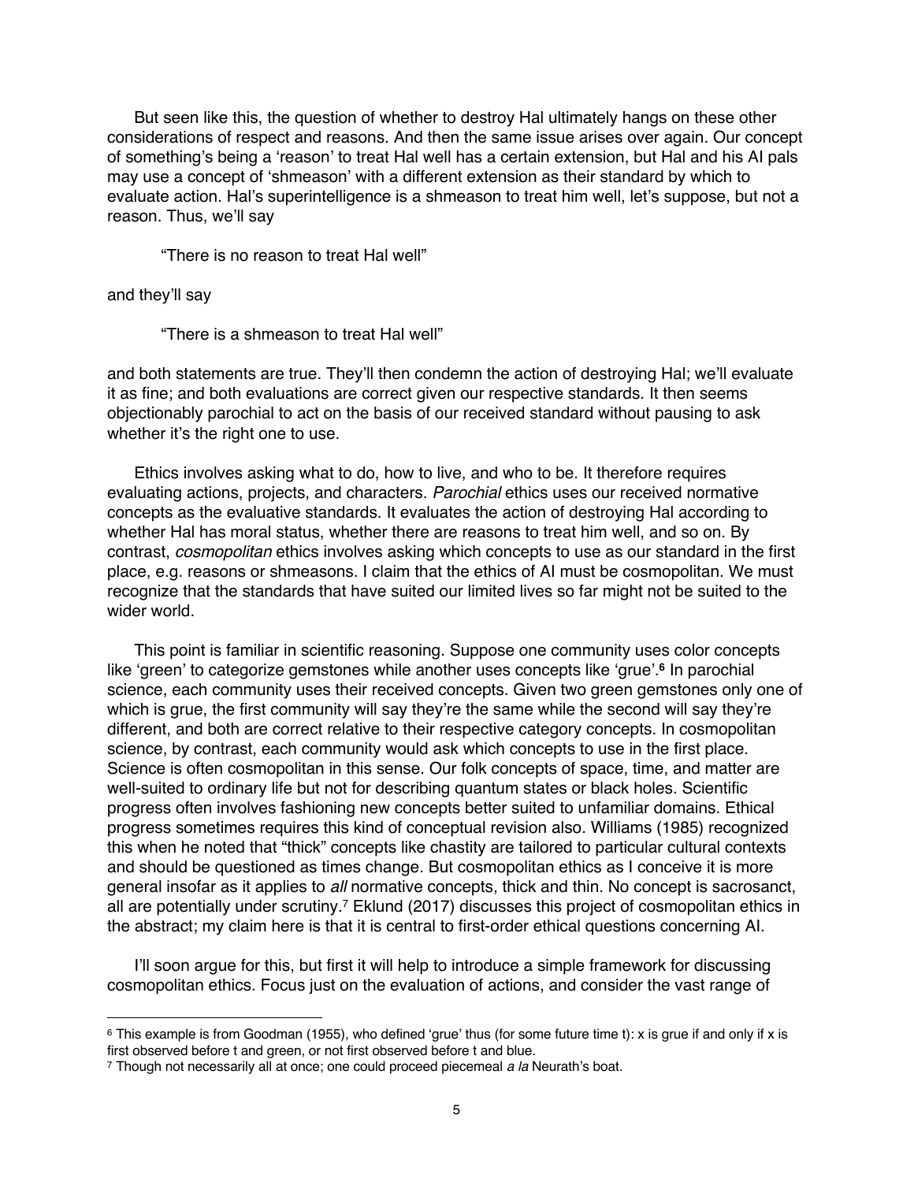But seen like this, the question of whether to destroy Hal ultimately hangs on these other considerations of respect and reasons. And then the same issue arises over again. Our concept of something's being a 'reason' to treat Hal well has a certain extension, but Hal and his AI pals may use a concept of 'shmeason' with a different extension as their standard by which to evaluate action. Hal's superintelligence is a shmeason to treat him well, let's suppose, but not a reason. Thus, we'll say

> "There is no reason to treat Hal well"

and they'll say

> "There is a shmeason to treat Hal well"

and both statements are true. They'll then condemn the action of destroying Hal; we'll evaluate it as fine; and both evaluations are correct given our respective standards. It then seems objectionably parochial to act on the basis of our received standard without pausing to ask whether it's the right one to use.

Ethics involves asking what to do, how to live, and who to be. It therefore requires evaluating actions, projects, and characters. *Parochial* ethics uses our received normative concepts as the evaluative standards. It evaluates the action of destroying Hal according to whether Hal has moral status, whether there are reasons to treat him well, and so on. By contrast, *cosmopolitan* ethics involves asking which concepts to use as our standard in the first place, e.g. reasons or shmeasons. I claim that the ethics of AI must be cosmopolitan. We must recognize that the standards that have suited our limited lives so far might not be suited to the wider world.

This point is familiar in scientific reasoning. Suppose one community uses color concepts like 'green' to categorize gemstones while another uses concepts like 'grue'.[6] In parochial science, each community uses their received concepts. Given two green gemstones only one of which is grue, the first community will say they're the same while the second will say they're different, and both are correct relative to their respective category concepts. In cosmopolitan science, by contrast, each community would ask which concepts to use in the first place. Science is often cosmopolitan in this sense. Our folk concepts of space, time, and matter are well-suited to ordinary life but not for describing quantum states or black holes. Scientific progress often involves fashioning new concepts better suited to unfamiliar domains. Ethical progress sometimes requires this kind of conceptual revision also. Williams (1985) recognized this when he noted that "thick" concepts like chastity are tailored to particular cultural contexts and should be questioned as times change. But cosmopolitan ethics as I conceive it is more general insofar as it applies to *all* normative concepts, thick and thin. No concept is sacrosanct, all are potentially under scrutiny.[7] Eklund (2017) discusses this project of cosmopolitan ethics in the abstract; my claim here is that it is central to first-order ethical questions concerning AI.

I'll soon argue for this, but first it will help to introduce a simple framework for discussing cosmopolitan ethics. Focus just on the evaluation of actions, and consider the vast range of

---

[6] This example is from Goodman (1955), who defined 'grue' thus (for some future time t): x is grue if and only if x is first observed before t and green, or not first observed before t and blue.

[7] Though not necessarily all at once; one could proceed piecemeal *a la* Neurath's boat.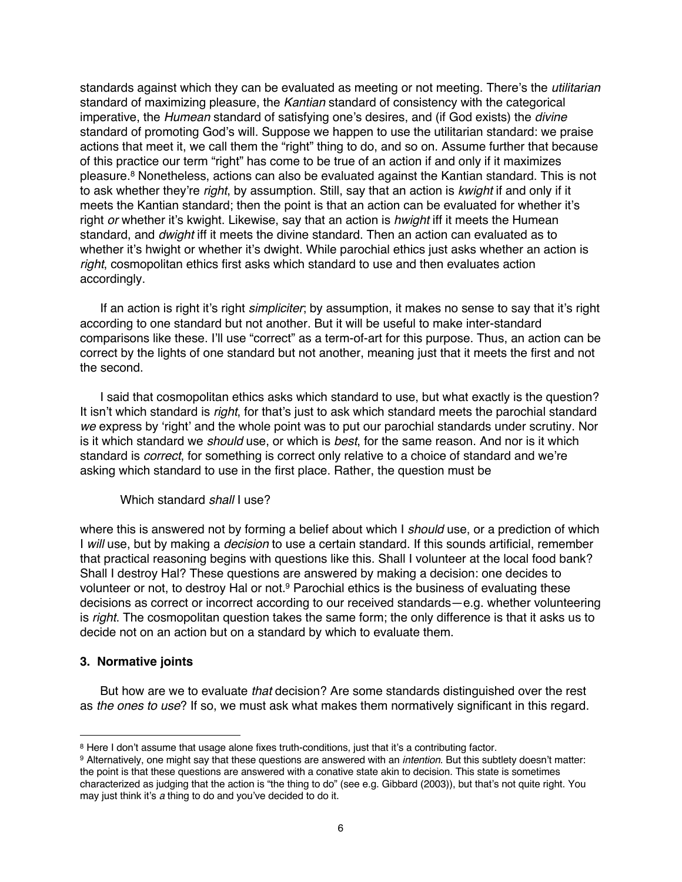standards against which they can be evaluated as meeting or not meeting. There's the *utilitarian* standard of maximizing pleasure, the *Kantian* standard of consistency with the categorical imperative, the *Humean* standard of satisfying one's desires, and (if God exists) the *divine* standard of promoting God's will. Suppose we happen to use the utilitarian standard: we praise actions that meet it, we call them the "right" thing to do, and so on. Assume further that because of this practice our term "right" has come to be true of an action if and only if it maximizes pleasure.[8] Nonetheless, actions can also be evaluated against the Kantian standard. This is not to ask whether they're *right*, by assumption. Still, say that an action is *kwight* if and only if it meets the Kantian standard; then the point is that an action can be evaluated for whether it's right *or* whether it's kwight. Likewise, say that an action is *hwight* iff it meets the Humean standard, and *dwight* iff it meets the divine standard. Then an action can evaluated as to whether it's hwight or whether it's dwight. While parochial ethics just asks whether an action is *right*, cosmopolitan ethics first asks which standard to use and then evaluates action accordingly.

If an action is right it's right *simpliciter*; by assumption, it makes no sense to say that it's right according to one standard but not another. But it will be useful to make inter-standard comparisons like these. I'll use "correct" as a term-of-art for this purpose. Thus, an action can be correct by the lights of one standard but not another, meaning just that it meets the first and not the second.

I said that cosmopolitan ethics asks which standard to use, but what exactly is the question? It isn't which standard is *right*, for that's just to ask which standard meets the parochial standard *we* express by 'right' and the whole point was to put our parochial standards under scrutiny. Nor is it which standard we *should* use, or which is *best*, for the same reason. And nor is it which standard is *correct*, for something is correct only relative to a choice of standard and we're asking which standard to use in the first place. Rather, the question must be

> Which standard *shall* I use?

where this is answered not by forming a belief about which I *should* use, or a prediction of which I *will* use, but by making a *decision* to use a certain standard. If this sounds artificial, remember that practical reasoning begins with questions like this. Shall I volunteer at the local food bank? Shall I destroy Hal? These questions are answered by making a decision: one decides to volunteer or not, to destroy Hal or not.[9] Parochial ethics is the business of evaluating these decisions as correct or incorrect according to our received standards—e.g. whether volunteering is *right*. The cosmopolitan question takes the same form; the only difference is that it asks us to decide not on an action but on a standard by which to evaluate them.

## 3. Normative joints

But how are we to evaluate *that* decision? Are some standards distinguished over the rest as *the ones to use*? If so, we must ask what makes them normatively significant in this regard.

---

[8] Here I don't assume that usage alone fixes truth-conditions, just that it's a contributing factor.

[9] Alternatively, one might say that these questions are answered with an *intention*. But this subtlety doesn't matter: the point is that these questions are answered with a conative state akin to decision. This state is sometimes characterized as judging that the action is "the thing to do" (see e.g. Gibbard (2003)), but that's not quite right. You may just think it's *a* thing to do and you've decided to do it.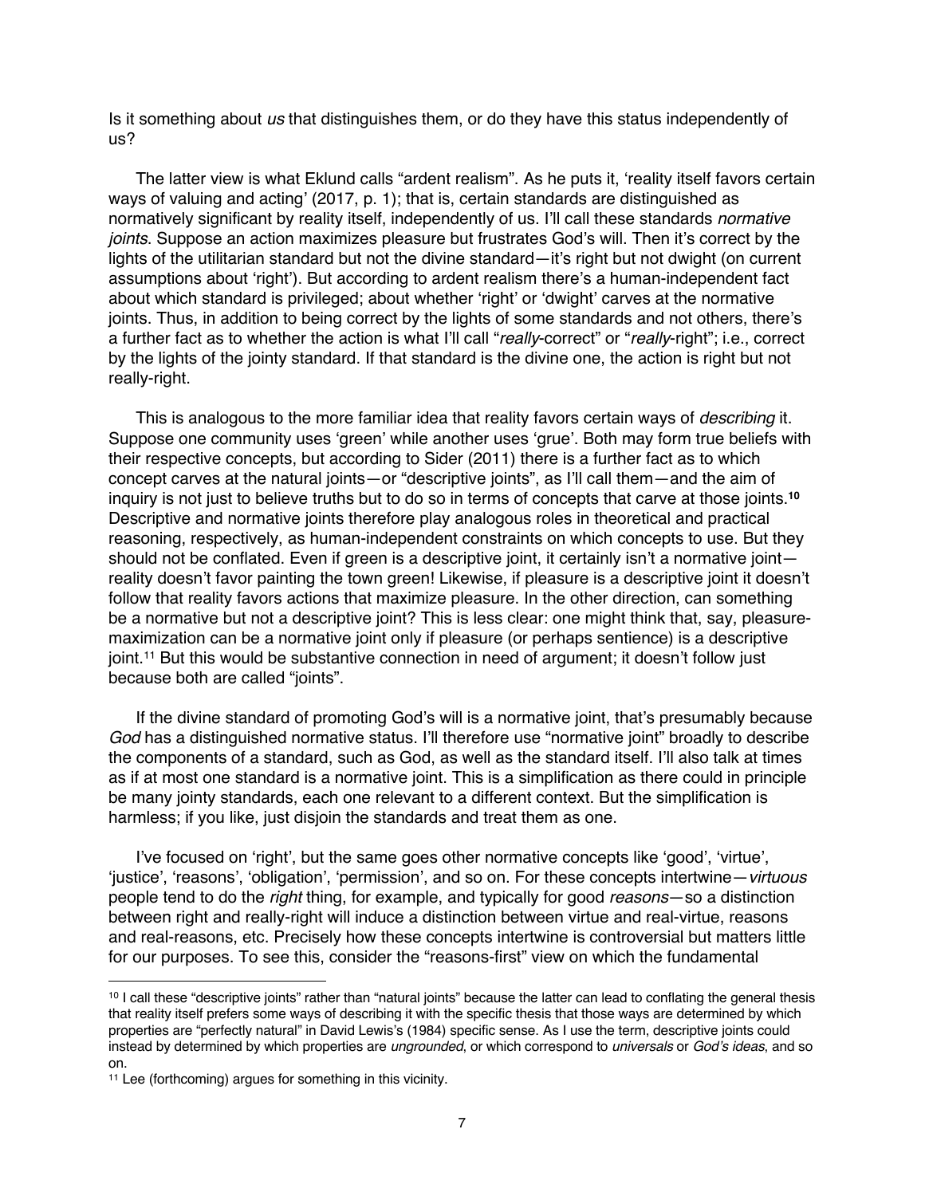Is it something about *us* that distinguishes them, or do they have this status independently of us?

The latter view is what Eklund calls "ardent realism". As he puts it, 'reality itself favors certain ways of valuing and acting' (2017, p. 1); that is, certain standards are distinguished as normatively significant by reality itself, independently of us. I'll call these standards *normative joints*. Suppose an action maximizes pleasure but frustrates God's will. Then it's correct by the lights of the utilitarian standard but not the divine standard—it's right but not dwight (on current assumptions about 'right'). But according to ardent realism there's a human-independent fact about which standard is privileged; about whether 'right' or 'dwight' carves at the normative joints. Thus, in addition to being correct by the lights of some standards and not others, there's a further fact as to whether the action is what I'll call "*really*-correct" or "*really*-right"; i.e., correct by the lights of the jointy standard. If that standard is the divine one, the action is right but not really-right.

This is analogous to the more familiar idea that reality favors certain ways of *describing* it. Suppose one community uses 'green' while another uses 'grue'. Both may form true beliefs with their respective concepts, but according to Sider (2011) there is a further fact as to which concept carves at the natural joints—or "descriptive joints", as I'll call them—and the aim of inquiry is not just to believe truths but to do so in terms of concepts that carve at those joints.[10] Descriptive and normative joints therefore play analogous roles in theoretical and practical reasoning, respectively, as human-independent constraints on which concepts to use. But they should not be conflated. Even if green is a descriptive joint, it certainly isn't a normative joint—reality doesn't favor painting the town green! Likewise, if pleasure is a descriptive joint it doesn't follow that reality favors actions that maximize pleasure. In the other direction, can something be a normative but not a descriptive joint? This is less clear: one might think that, say, pleasure-maximization can be a normative joint only if pleasure (or perhaps sentience) is a descriptive joint.[11] But this would be substantive connection in need of argument; it doesn't follow just because both are called "joints".

If the divine standard of promoting God's will is a normative joint, that's presumably because *God* has a distinguished normative status. I'll therefore use "normative joint" broadly to describe the components of a standard, such as God, as well as the standard itself. I'll also talk at times as if at most one standard is a normative joint. This is a simplification as there could in principle be many jointy standards, each one relevant to a different context. But the simplification is harmless; if you like, just disjoin the standards and treat them as one.

I've focused on 'right', but the same goes other normative concepts like 'good', 'virtue', 'justice', 'reasons', 'obligation', 'permission', and so on. For these concepts intertwine—*virtuous* people tend to do the *right* thing, for example, and typically for good *reasons*—so a distinction between right and really-right will induce a distinction between virtue and real-virtue, reasons and real-reasons, etc. Precisely how these concepts intertwine is controversial but matters little for our purposes. To see this, consider the "reasons-first" view on which the fundamental

---

[10] I call these "descriptive joints" rather than "natural joints" because the latter can lead to conflating the general thesis that reality itself prefers some ways of describing it with the specific thesis that those ways are determined by which properties are "perfectly natural" in David Lewis's (1984) specific sense. As I use the term, descriptive joints could instead by determined by which properties are *ungrounded*, or which correspond to *universals* or *God's ideas*, and so on.

[11] Lee (forthcoming) argues for something in this vicinity.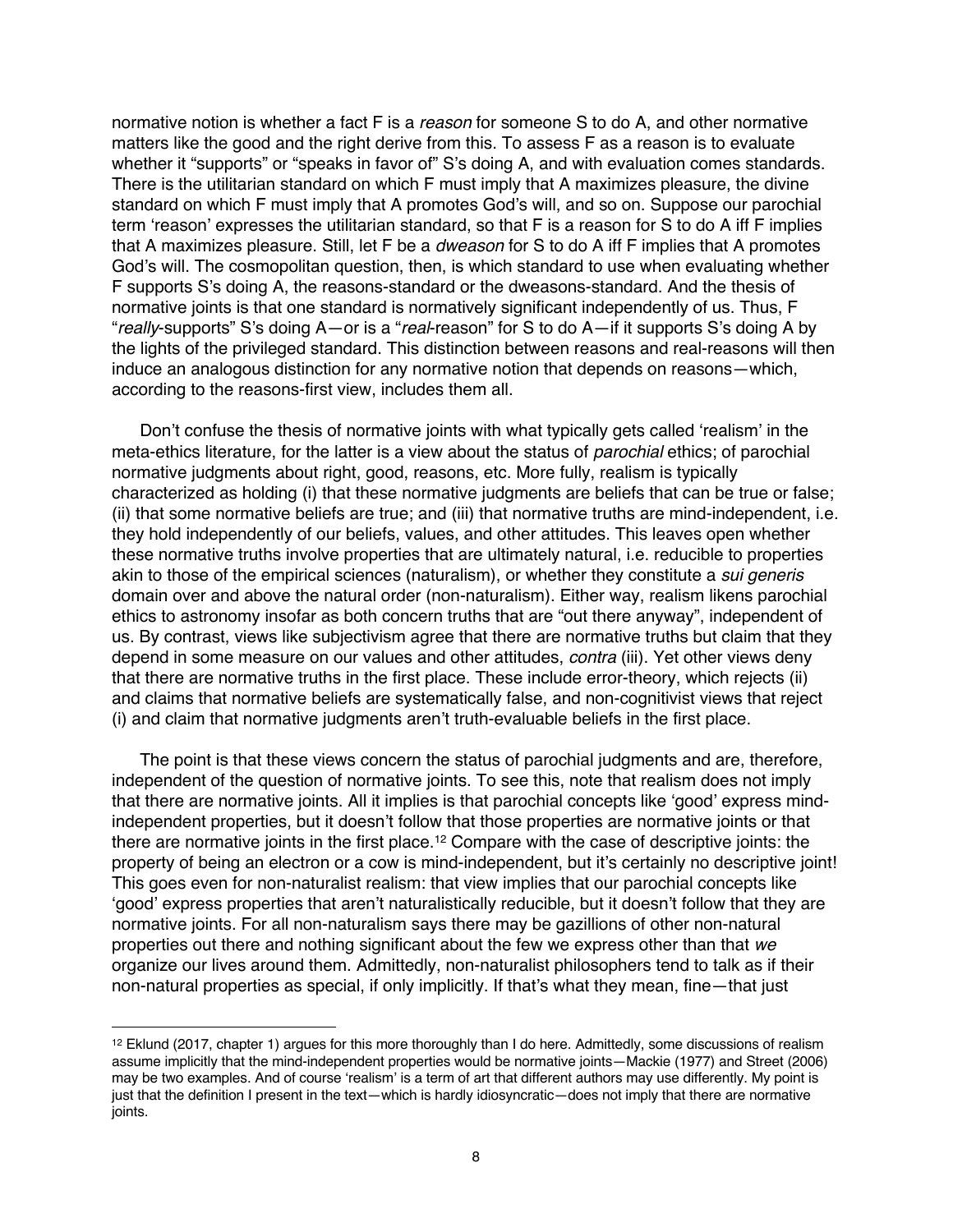normative notion is whether a fact F is a *reason* for someone S to do A, and other normative matters like the good and the right derive from this. To assess F as a reason is to evaluate whether it "supports" or "speaks in favor of" S's doing A, and with evaluation comes standards. There is the utilitarian standard on which F must imply that A maximizes pleasure, the divine standard on which F must imply that A promotes God's will, and so on. Suppose our parochial term 'reason' expresses the utilitarian standard, so that F is a reason for S to do A iff F implies that A maximizes pleasure. Still, let F be a *dweason* for S to do A iff F implies that A promotes God's will. The cosmopolitan question, then, is which standard to use when evaluating whether F supports S's doing A, the reasons-standard or the dweasons-standard. And the thesis of normative joints is that one standard is normatively significant independently of us. Thus, F "*really*-supports" S's doing A—or is a "*real*-reason" for S to do A—if it supports S's doing A by the lights of the privileged standard. This distinction between reasons and real-reasons will then induce an analogous distinction for any normative notion that depends on reasons—which, according to the reasons-first view, includes them all.

Don't confuse the thesis of normative joints with what typically gets called 'realism' in the meta-ethics literature, for the latter is a view about the status of *parochial* ethics; of parochial normative judgments about right, good, reasons, etc. More fully, realism is typically characterized as holding (i) that these normative judgments are beliefs that can be true or false; (ii) that some normative beliefs are true; and (iii) that normative truths are mind-independent, i.e. they hold independently of our beliefs, values, and other attitudes. This leaves open whether these normative truths involve properties that are ultimately natural, i.e. reducible to properties akin to those of the empirical sciences (naturalism), or whether they constitute a *sui generis* domain over and above the natural order (non-naturalism). Either way, realism likens parochial ethics to astronomy insofar as both concern truths that are "out there anyway", independent of us. By contrast, views like subjectivism agree that there are normative truths but claim that they depend in some measure on our values and other attitudes, *contra* (iii). Yet other views deny that there are normative truths in the first place. These include error-theory, which rejects (ii) and claims that normative beliefs are systematically false, and non-cognitivist views that reject (i) and claim that normative judgments aren't truth-evaluable beliefs in the first place.

The point is that these views concern the status of parochial judgments and are, therefore, independent of the question of normative joints. To see this, note that realism does not imply that there are normative joints. All it implies is that parochial concepts like 'good' express mind-independent properties, but it doesn't follow that those properties are normative joints or that there are normative joints in the first place.[12] Compare with the case of descriptive joints: the property of being an electron or a cow is mind-independent, but it's certainly no descriptive joint! This goes even for non-naturalist realism: that view implies that our parochial concepts like 'good' express properties that aren't naturalistically reducible, but it doesn't follow that they are normative joints. For all non-naturalism says there may be gazillions of other non-natural properties out there and nothing significant about the few we express other than that *we* organize our lives around them. Admittedly, non-naturalist philosophers tend to talk as if their non-natural properties as special, if only implicitly. If that's what they mean, fine—that just

---

[12] Eklund (2017, chapter 1) argues for this more thoroughly than I do here. Admittedly, some discussions of realism assume implicitly that the mind-independent properties would be normative joints—Mackie (1977) and Street (2006) may be two examples. And of course 'realism' is a term of art that different authors may use differently. My point is just that the definition I present in the text—which is hardly idiosyncratic—does not imply that there are normative joints.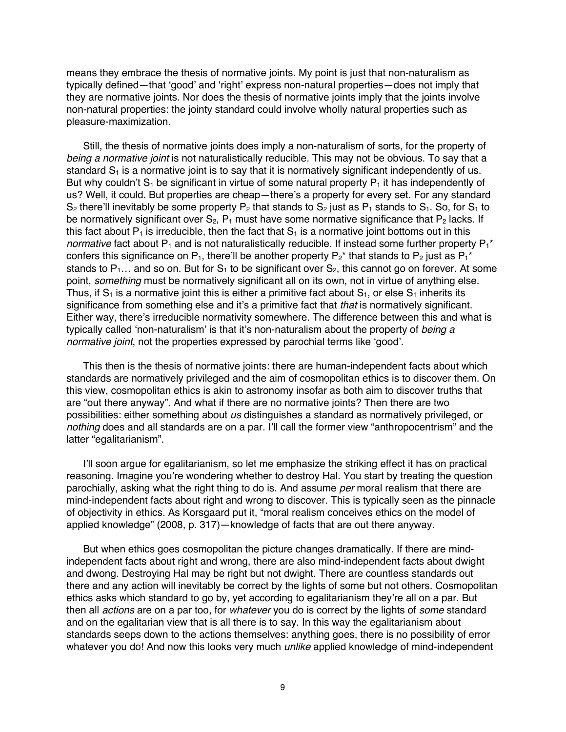means they embrace the thesis of normative joints. My point is just that non-naturalism as typically defined—that 'good' and 'right' express non-natural properties—does not imply that they are normative joints. Nor does the thesis of normative joints imply that the joints involve non-natural properties: the jointy standard could involve wholly natural properties such as pleasure-maximization.

Still, the thesis of normative joints does imply a non-naturalism of sorts, for the property of *being a normative joint* is not naturalistically reducible. This may not be obvious. To say that a standard $S_1$ is a normative joint is to say that it is normatively significant independently of us. But why couldn't $S_1$ be significant in virtue of some natural property $P_1$ it has independently of us? Well, it could. But properties are cheap—there's a property for every set. For any standard $S_2$ there'll inevitably be some property $P_2$ that stands to $S_2$ just as $P_1$ stands to $S_1$. So, for $S_1$ to be normatively significant over $S_2$, $P_1$ must have some normative significance that $P_2$ lacks. If this fact about $P_1$ is irreducible, then the fact that $S_1$ is a normative joint bottoms out in this *normative* fact about $P_1$ and is not naturalistically reducible. If instead some further property $P_1^*$ confers this significance on $P_1$, there'll be another property $P_2^*$ that stands to $P_2$ just as $P_1^*$ stands to $P_1$… and so on. But for $S_1$ to be significant over $S_2$, this cannot go on forever. At some point, *something* must be normatively significant all on its own, not in virtue of anything else. Thus, if $S_1$ is a normative joint this is either a primitive fact about $S_1$, or else $S_1$ inherits its significance from something else and it's a primitive fact that *that* is normatively significant. Either way, there's irreducible normativity somewhere. The difference between this and what is typically called 'non-naturalism' is that it's non-naturalism about the property of *being a normative joint*, not the properties expressed by parochial terms like 'good'.

This then is the thesis of normative joints: there are human-independent facts about which standards are normatively privileged and the aim of cosmopolitan ethics is to discover them. On this view, cosmopolitan ethics is akin to astronomy insofar as both aim to discover truths that are "out there anyway". And what if there are no normative joints? Then there are two possibilities: either something about *us* distinguishes a standard as normatively privileged, or *nothing* does and all standards are on a par. I'll call the former view "anthropocentrism" and the latter "egalitarianism".

I'll soon argue for egalitarianism, so let me emphasize the striking effect it has on practical reasoning. Imagine you're wondering whether to destroy Hal. You start by treating the question parochially, asking what the right thing to do is. And assume *per* moral realism that there are mind-independent facts about right and wrong to discover. This is typically seen as the pinnacle of objectivity in ethics. As Korsgaard put it, "moral realism conceives ethics on the model of applied knowledge" (2008, p. 317)—knowledge of facts that are out there anyway.

But when ethics goes cosmopolitan the picture changes dramatically. If there are mind-independent facts about right and wrong, there are also mind-independent facts about dwight and dwong. Destroying Hal may be right but not dwight. There are countless standards out there and any action will inevitably be correct by the lights of some but not others. Cosmopolitan ethics asks which standard to go by, yet according to egalitarianism they're all on a par. But then all *actions* are on a par too, for *whatever* you do is correct by the lights of *some* standard and on the egalitarian view that is all there is to say. In this way the egalitarianism about standards seeps down to the actions themselves: anything goes, there is no possibility of error whatever you do! And now this looks very much *unlike* applied knowledge of mind-independent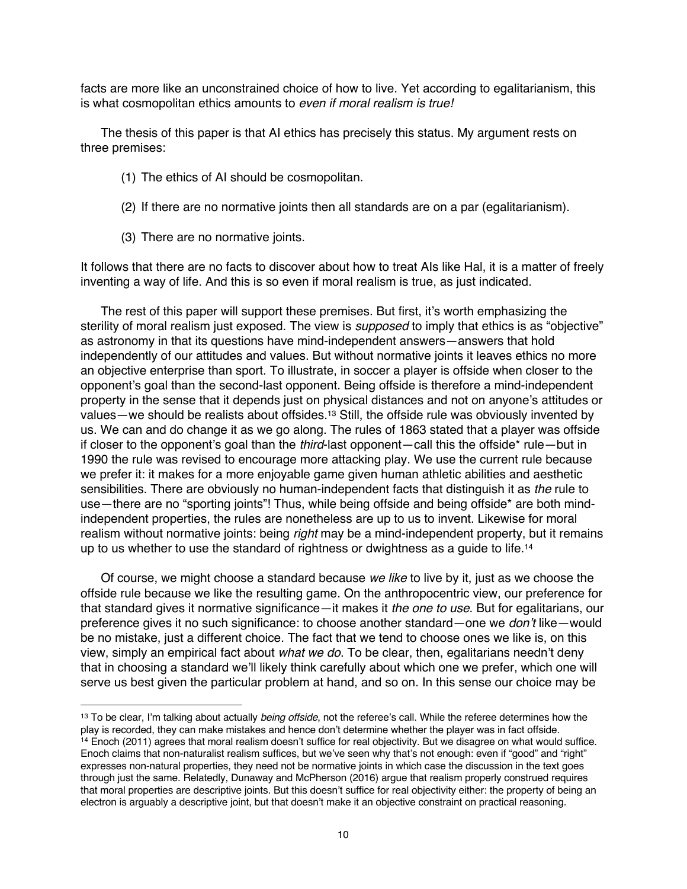facts are more like an unconstrained choice of how to live. Yet according to egalitarianism, this is what cosmopolitan ethics amounts to *even if moral realism is true!*

The thesis of this paper is that AI ethics has precisely this status. My argument rests on three premises:

(1) The ethics of AI should be cosmopolitan.

(2) If there are no normative joints then all standards are on a par (egalitarianism).

(3) There are no normative joints.

It follows that there are no facts to discover about how to treat AIs like Hal, it is a matter of freely inventing a way of life. And this is so even if moral realism is true, as just indicated.

The rest of this paper will support these premises. But first, it's worth emphasizing the sterility of moral realism just exposed. The view is *supposed* to imply that ethics is as "objective" as astronomy in that its questions have mind-independent answers—answers that hold independently of our attitudes and values. But without normative joints it leaves ethics no more an objective enterprise than sport. To illustrate, in soccer a player is offside when closer to the opponent's goal than the second-last opponent. Being offside is therefore a mind-independent property in the sense that it depends just on physical distances and not on anyone's attitudes or values—we should be realists about offsides.[13] Still, the offside rule was obviously invented by us. We can and do change it as we go along. The rules of 1863 stated that a player was offside if closer to the opponent's goal than the *third*-last opponent—call this the offside* rule—but in 1990 the rule was revised to encourage more attacking play. We use the current rule because we prefer it: it makes for a more enjoyable game given human athletic abilities and aesthetic sensibilities. There are obviously no human-independent facts that distinguish it as *the* rule to use—there are no "sporting joints"! Thus, while being offside and being offside* are both mind-independent properties, the rules are nonetheless are up to us to invent. Likewise for moral realism without normative joints: being *right* may be a mind-independent property, but it remains up to us whether to use the standard of rightness or dwightness as a guide to life.[14]

Of course, we might choose a standard because *we like* to live by it, just as we choose the offside rule because we like the resulting game. On the anthropocentric view, our preference for that standard gives it normative significance—it makes it *the one to use*. But for egalitarians, our preference gives it no such significance: to choose another standard—one we *don't* like—would be no mistake, just a different choice. The fact that we tend to choose ones we like is, on this view, simply an empirical fact about *what we do*. To be clear, then, egalitarians needn't deny that in choosing a standard we'll likely think carefully about which one we prefer, which one will serve us best given the particular problem at hand, and so on. In this sense our choice may be

---

[13] To be clear, I'm talking about actually *being offside*, not the referee's call. While the referee determines how the play is recorded, they can make mistakes and hence don't determine whether the player was in fact offside.

[14] Enoch (2011) agrees that moral realism doesn't suffice for real objectivity. But we disagree on what would suffice. Enoch claims that non-naturalist realism suffices, but we've seen why that's not enough: even if "good" and "right" expresses non-natural properties, they need not be normative joints in which case the discussion in the text goes through just the same. Relatedly, Dunaway and McPherson (2016) argue that realism properly construed requires that moral properties are descriptive joints. But this doesn't suffice for real objectivity either: the property of being an electron is arguably a descriptive joint, but that doesn't make it an objective constraint on practical reasoning.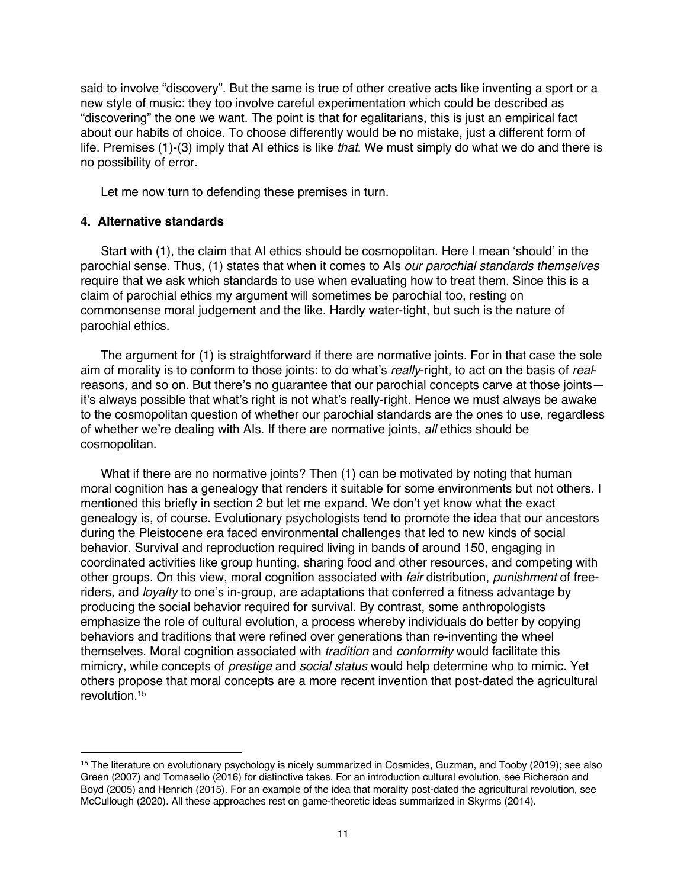said to involve “discovery”. But the same is true of other creative acts like inventing a sport or a new style of music: they too involve careful experimentation which could be described as “discovering” the one we want. The point is that for egalitarians, this is just an empirical fact about our habits of choice. To choose differently would be no mistake, just a different form of life. Premises (1)-(3) imply that AI ethics is like *that*. We must simply do what we do and there is no possibility of error.

Let me now turn to defending these premises in turn.

### 4. Alternative standards

Start with (1), the claim that AI ethics should be cosmopolitan. Here I mean ‘should’ in the parochial sense. Thus, (1) states that when it comes to AIs *our parochial standards themselves* require that we ask which standards to use when evaluating how to treat them. Since this is a claim of parochial ethics my argument will sometimes be parochial too, resting on commonsense moral judgement and the like. Hardly water-tight, but such is the nature of parochial ethics.

The argument for (1) is straightforward if there are normative joints. For in that case the sole aim of morality is to conform to those joints: to do what’s *really*-right, to act on the basis of *real*-reasons, and so on. But there’s no guarantee that our parochial concepts carve at those joints—it’s always possible that what’s right is not what’s really-right. Hence we must always be awake to the cosmopolitan question of whether our parochial standards are the ones to use, regardless of whether we’re dealing with AIs. If there are normative joints, *all* ethics should be cosmopolitan.

What if there are no normative joints? Then (1) can be motivated by noting that human moral cognition has a genealogy that renders it suitable for some environments but not others. I mentioned this briefly in section 2 but let me expand. We don’t yet know what the exact genealogy is, of course. Evolutionary psychologists tend to promote the idea that our ancestors during the Pleistocene era faced environmental challenges that led to new kinds of social behavior. Survival and reproduction required living in bands of around 150, engaging in coordinated activities like group hunting, sharing food and other resources, and competing with other groups. On this view, moral cognition associated with *fair* distribution, *punishment* of free-riders, and *loyalty* to one’s in-group, are adaptations that conferred a fitness advantage by producing the social behavior required for survival. By contrast, some anthropologists emphasize the role of cultural evolution, a process whereby individuals do better by copying behaviors and traditions that were refined over generations than re-inventing the wheel themselves. Moral cognition associated with *tradition* and *conformity* would facilitate this mimicry, while concepts of *prestige* and *social status* would help determine who to mimic. Yet others propose that moral concepts are a more recent invention that post-dated the agricultural revolution.[15]

[15] The literature on evolutionary psychology is nicely summarized in Cosmides, Guzman, and Tooby (2019); see also Green (2007) and Tomasello (2016) for distinctive takes. For an introduction cultural evolution, see Richerson and Boyd (2005) and Henrich (2015). For an example of the idea that morality post-dated the agricultural revolution, see McCullough (2020). All these approaches rest on game-theoretic ideas summarized in Skyrms (2014).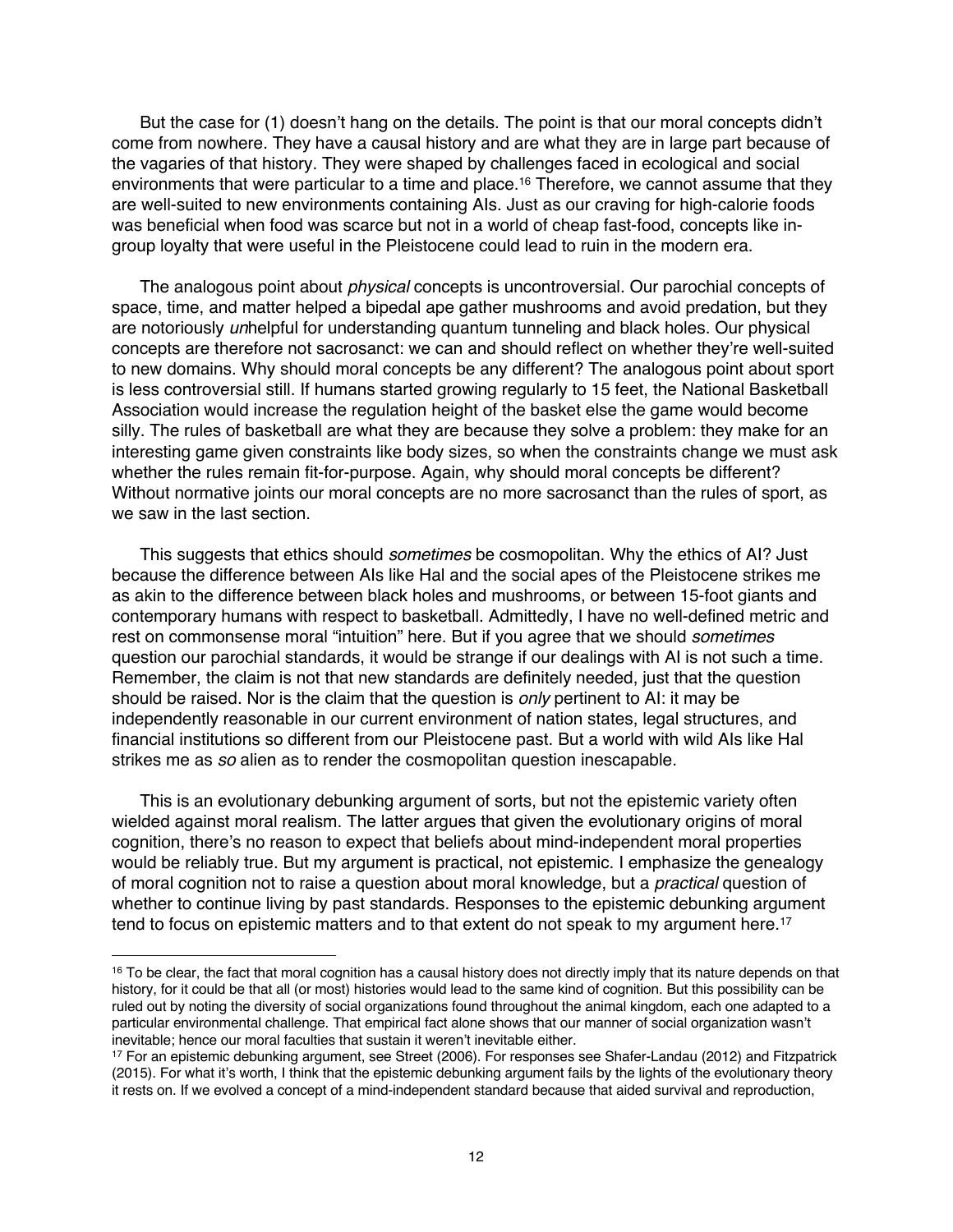But the case for (1) doesn't hang on the details. The point is that our moral concepts didn't come from nowhere. They have a causal history and are what they are in large part because of the vagaries of that history. They were shaped by challenges faced in ecological and social environments that were particular to a time and place.[16] Therefore, we cannot assume that they are well-suited to new environments containing AIs. Just as our craving for high-calorie foods was beneficial when food was scarce but not in a world of cheap fast-food, concepts like in-group loyalty that were useful in the Pleistocene could lead to ruin in the modern era.

The analogous point about *physical* concepts is uncontroversial. Our parochial concepts of space, time, and matter helped a bipedal ape gather mushrooms and avoid predation, but they are notoriously *un*helpful for understanding quantum tunneling and black holes. Our physical concepts are therefore not sacrosanct: we can and should reflect on whether they're well-suited to new domains. Why should moral concepts be any different? The analogous point about sport is less controversial still. If humans started growing regularly to 15 feet, the National Basketball Association would increase the regulation height of the basket else the game would become silly. The rules of basketball are what they are because they solve a problem: they make for an interesting game given constraints like body sizes, so when the constraints change we must ask whether the rules remain fit-for-purpose. Again, why should moral concepts be different? Without normative joints our moral concepts are no more sacrosanct than the rules of sport, as we saw in the last section.

This suggests that ethics should *sometimes* be cosmopolitan. Why the ethics of AI? Just because the difference between AIs like Hal and the social apes of the Pleistocene strikes me as akin to the difference between black holes and mushrooms, or between 15-foot giants and contemporary humans with respect to basketball. Admittedly, I have no well-defined metric and rest on commonsense moral "intuition" here. But if you agree that we should *sometimes* question our parochial standards, it would be strange if our dealings with AI is not such a time. Remember, the claim is not that new standards are definitely needed, just that the question should be raised. Nor is the claim that the question is *only* pertinent to AI: it may be independently reasonable in our current environment of nation states, legal structures, and financial institutions so different from our Pleistocene past. But a world with wild AIs like Hal strikes me as *so* alien as to render the cosmopolitan question inescapable.

This is an evolutionary debunking argument of sorts, but not the epistemic variety often wielded against moral realism. The latter argues that given the evolutionary origins of moral cognition, there's no reason to expect that beliefs about mind-independent moral properties would be reliably true. But my argument is practical, not epistemic. I emphasize the genealogy of moral cognition not to raise a question about moral knowledge, but a *practical* question of whether to continue living by past standards. Responses to the epistemic debunking argument tend to focus on epistemic matters and to that extent do not speak to my argument here.[17]

---

[16] To be clear, the fact that moral cognition has a causal history does not directly imply that its nature depends on that history, for it could be that all (or most) histories would lead to the same kind of cognition. But this possibility can be ruled out by noting the diversity of social organizations found throughout the animal kingdom, each one adapted to a particular environmental challenge. That empirical fact alone shows that our manner of social organization wasn't inevitable; hence our moral faculties that sustain it weren't inevitable either.

[17] For an epistemic debunking argument, see Street (2006). For responses see Shafer-Landau (2012) and Fitzpatrick (2015). For what it's worth, I think that the epistemic debunking argument fails by the lights of the evolutionary theory it rests on. If we evolved a concept of a mind-independent standard because that aided survival and reproduction,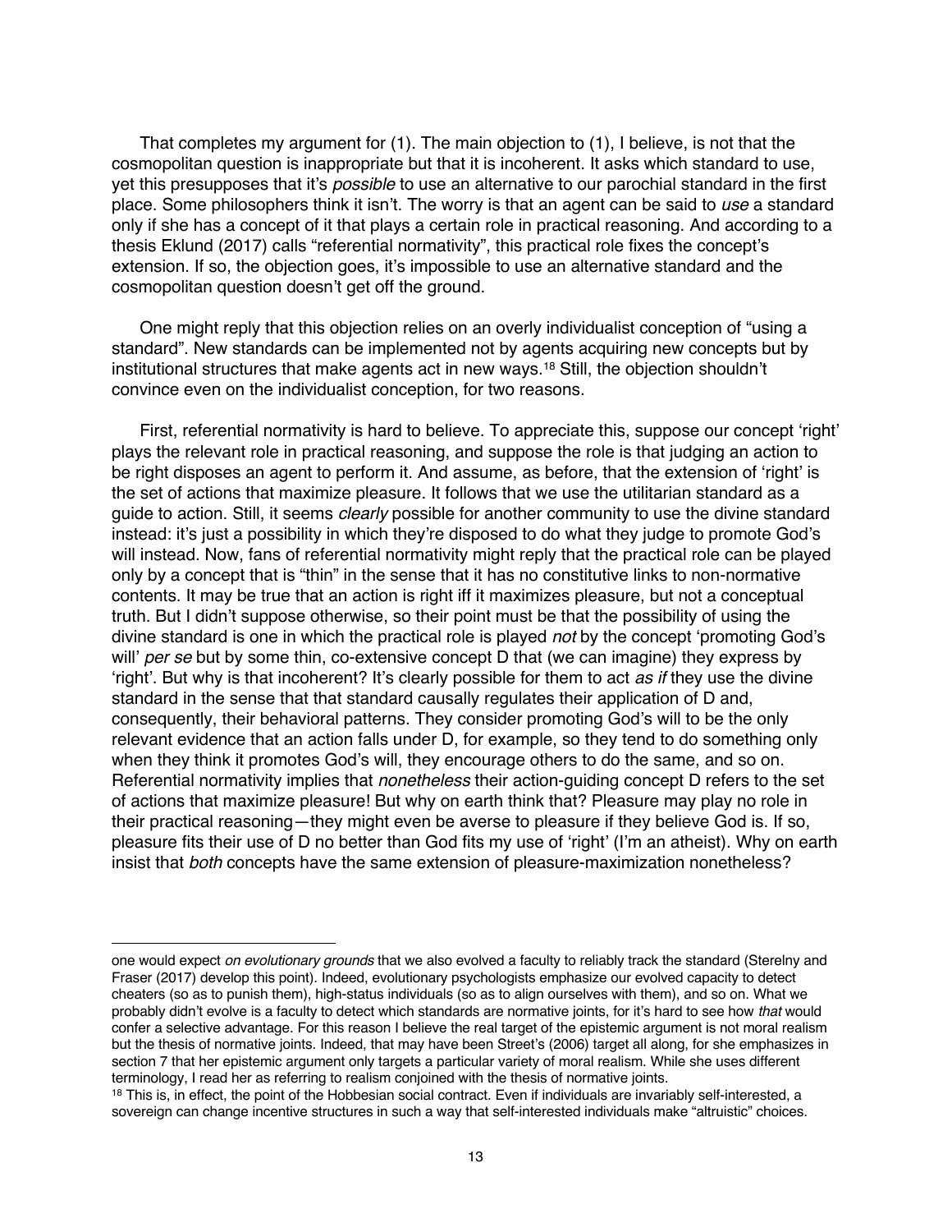That completes my argument for (1). The main objection to (1), I believe, is not that the cosmopolitan question is inappropriate but that it is incoherent. It asks which standard to use, yet this presupposes that it's *possible* to use an alternative to our parochial standard in the first place. Some philosophers think it isn't. The worry is that an agent can be said to *use* a standard only if she has a concept of it that plays a certain role in practical reasoning. And according to a thesis Eklund (2017) calls "referential normativity", this practical role fixes the concept's extension. If so, the objection goes, it's impossible to use an alternative standard and the cosmopolitan question doesn't get off the ground.

One might reply that this objection relies on an overly individualist conception of "using a standard". New standards can be implemented not by agents acquiring new concepts but by institutional structures that make agents act in new ways.[18] Still, the objection shouldn't convince even on the individualist conception, for two reasons.

First, referential normativity is hard to believe. To appreciate this, suppose our concept 'right' plays the relevant role in practical reasoning, and suppose the role is that judging an action to be right disposes an agent to perform it. And assume, as before, that the extension of 'right' is the set of actions that maximize pleasure. It follows that we use the utilitarian standard as a guide to action. Still, it seems *clearly* possible for another community to use the divine standard instead: it's just a possibility in which they're disposed to do what they judge to promote God's will instead. Now, fans of referential normativity might reply that the practical role can be played only by a concept that is "thin" in the sense that it has no constitutive links to non-normative contents. It may be true that an action is right iff it maximizes pleasure, but not a conceptual truth. But I didn't suppose otherwise, so their point must be that the possibility of using the divine standard is one in which the practical role is played *not* by the concept 'promoting God's will' *per se* but by some thin, co-extensive concept D that (we can imagine) they express by 'right'. But why is that incoherent? It's clearly possible for them to act *as if* they use the divine standard in the sense that that standard causally regulates their application of D and, consequently, their behavioral patterns. They consider promoting God's will to be the only relevant evidence that an action falls under D, for example, so they tend to do something only when they think it promotes God's will, they encourage others to do the same, and so on. Referential normativity implies that *nonetheless* their action-guiding concept D refers to the set of actions that maximize pleasure! But why on earth think that? Pleasure may play no role in their practical reasoning—they might even be averse to pleasure if they believe God is. If so, pleasure fits their use of D no better than God fits my use of 'right' (I'm an atheist). Why on earth insist that *both* concepts have the same extension of pleasure-maximization nonetheless?

---

one would expect *on evolutionary grounds* that we also evolved a faculty to reliably track the standard (Sterelny and Fraser (2017) develop this point). Indeed, evolutionary psychologists emphasize our evolved capacity to detect cheaters (so as to punish them), high-status individuals (so as to align ourselves with them), and so on. What we probably didn't evolve is a faculty to detect which standards are normative joints, for it's hard to see how *that* would confer a selective advantage. For this reason I believe the real target of the epistemic argument is not moral realism but the thesis of normative joints. Indeed, that may have been Street's (2006) target all along, for she emphasizes in section 7 that her epistemic argument only targets a particular variety of moral realism. While she uses different terminology, I read her as referring to realism conjoined with the thesis of normative joints.

[18] This is, in effect, the point of the Hobbesian social contract. Even if individuals are invariably self-interested, a sovereign can change incentive structures in such a way that self-interested individuals make "altruistic" choices.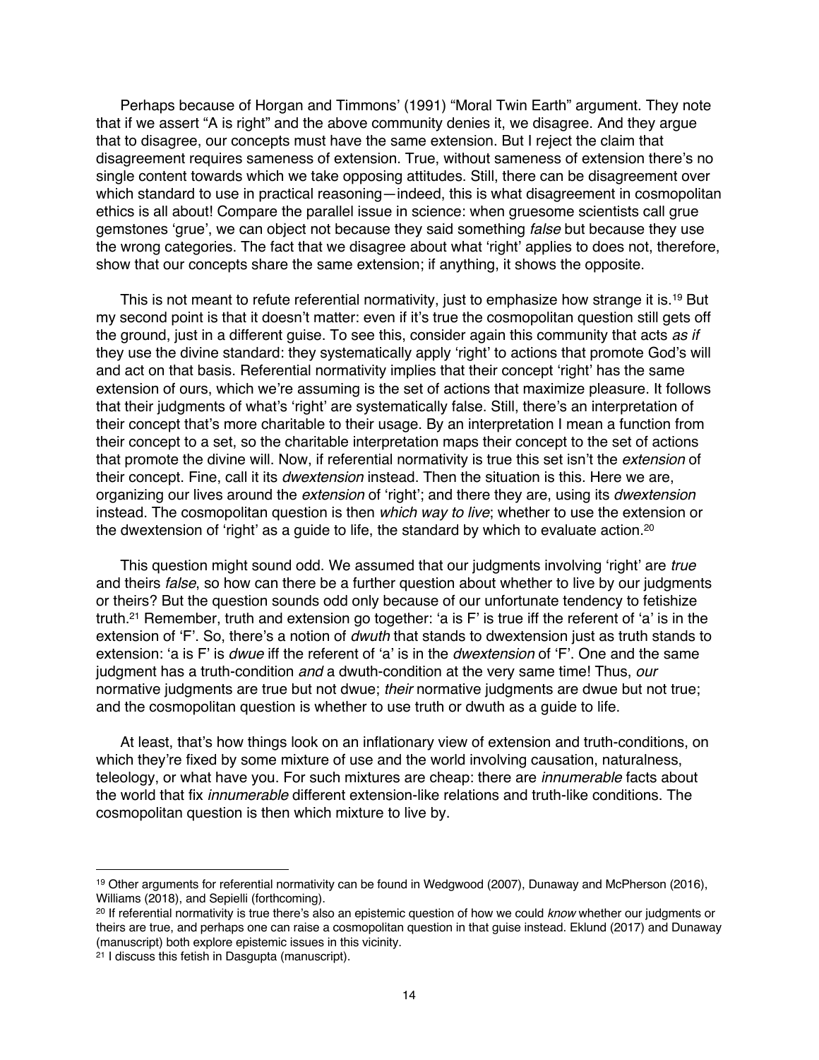Perhaps because of Horgan and Timmons' (1991) "Moral Twin Earth" argument. They note that if we assert "A is right" and the above community denies it, we disagree. And they argue that to disagree, our concepts must have the same extension. But I reject the claim that disagreement requires sameness of extension. True, without sameness of extension there's no single content towards which we take opposing attitudes. Still, there can be disagreement over which standard to use in practical reasoning—indeed, this is what disagreement in cosmopolitan ethics is all about! Compare the parallel issue in science: when gruesome scientists call grue gemstones 'grue', we can object not because they said something *false* but because they use the wrong categories. The fact that we disagree about what 'right' applies to does not, therefore, show that our concepts share the same extension; if anything, it shows the opposite.

This is not meant to refute referential normativity, just to emphasize how strange it is.[19] But my second point is that it doesn't matter: even if it's true the cosmopolitan question still gets off the ground, just in a different guise. To see this, consider again this community that acts *as if* they use the divine standard: they systematically apply 'right' to actions that promote God's will and act on that basis. Referential normativity implies that their concept 'right' has the same extension of ours, which we're assuming is the set of actions that maximize pleasure. It follows that their judgments of what's 'right' are systematically false. Still, there's an interpretation of their concept that's more charitable to their usage. By an interpretation I mean a function from their concept to a set, so the charitable interpretation maps their concept to the set of actions that promote the divine will. Now, if referential normativity is true this set isn't the *extension* of their concept. Fine, call it its *dwextension* instead. Then the situation is this. Here we are, organizing our lives around the *extension* of 'right'; and there they are, using its *dwextension* instead. The cosmopolitan question is then *which way to live*; whether to use the extension or the dwextension of 'right' as a guide to life, the standard by which to evaluate action.[20]

This question might sound odd. We assumed that our judgments involving 'right' are *true* and theirs *false*, so how can there be a further question about whether to live by our judgments or theirs? But the question sounds odd only because of our unfortunate tendency to fetishize truth.[21] Remember, truth and extension go together: 'a is F' is true iff the referent of 'a' is in the extension of 'F'. So, there's a notion of *dwuth* that stands to dwextension just as truth stands to extension: 'a is F' is *dwue* iff the referent of 'a' is in the *dwextension* of 'F'. One and the same judgment has a truth-condition *and* a dwuth-condition at the very same time! Thus, *our* normative judgments are true but not dwue; *their* normative judgments are dwue but not true; and the cosmopolitan question is whether to use truth or dwuth as a guide to life.

At least, that's how things look on an inflationary view of extension and truth-conditions, on which they're fixed by some mixture of use and the world involving causation, naturalness, teleology, or what have you. For such mixtures are cheap: there are *innumerable* facts about the world that fix *innumerable* different extension-like relations and truth-like conditions. The cosmopolitan question is then which mixture to live by.

---

[19] Other arguments for referential normativity can be found in Wedgwood (2007), Dunaway and McPherson (2016), Williams (2018), and Sepielli (forthcoming).

[20] If referential normativity is true there's also an epistemic question of how we could *know* whether our judgments or theirs are true, and perhaps one can raise a cosmopolitan question in that guise instead. Eklund (2017) and Dunaway (manuscript) both explore epistemic issues in this vicinity.

[21] I discuss this fetish in Dasgupta (manuscript).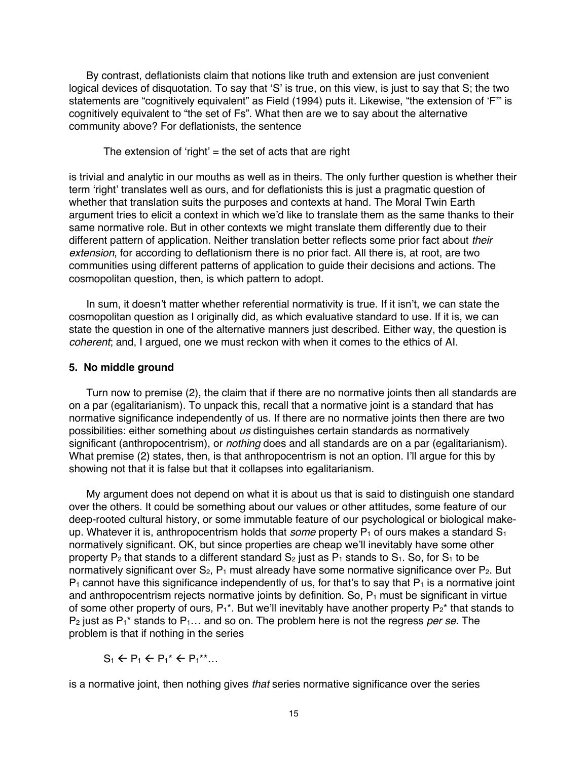By contrast, deflationists claim that notions like truth and extension are just convenient logical devices of disquotation. To say that 'S' is true, on this view, is just to say that S; the two statements are "cognitively equivalent" as Field (1994) puts it. Likewise, "the extension of 'F'" is cognitively equivalent to "the set of Fs". What then are we to say about the alternative community above? For deflationists, the sentence

> The extension of 'right' = the set of acts that are right

is trivial and analytic in our mouths as well as in theirs. The only further question is whether their term 'right' translates well as ours, and for deflationists this is just a pragmatic question of whether that translation suits the purposes and contexts at hand. The Moral Twin Earth argument tries to elicit a context in which we'd like to translate them as the same thanks to their same normative role. But in other contexts we might translate them differently due to their different pattern of application. Neither translation better reflects some prior fact about *their extension*, for according to deflationism there is no prior fact. All there is, at root, are two communities using different patterns of application to guide their decisions and actions. The cosmopolitan question, then, is which pattern to adopt.

In sum, it doesn't matter whether referential normativity is true. If it isn't, we can state the cosmopolitan question as I originally did, as which evaluative standard to use. If it is, we can state the question in one of the alternative manners just described. Either way, the question is *coherent*; and, I argued, one we must reckon with when it comes to the ethics of AI.

## 5. No middle ground

Turn now to premise (2), the claim that if there are no normative joints then all standards are on a par (egalitarianism). To unpack this, recall that a normative joint is a standard that has normative significance independently of us. If there are no normative joints then there are two possibilities: either something about *us* distinguishes certain standards as normatively significant (anthropocentrism), or *nothing* does and all standards are on a par (egalitarianism). What premise (2) states, then, is that anthropocentrism is not an option. I'll argue for this by showing not that it is false but that it collapses into egalitarianism.

My argument does not depend on what it is about us that is said to distinguish one standard over the others. It could be something about our values or other attitudes, some feature of our deep-rooted cultural history, or some immutable feature of our psychological or biological make-up. Whatever it is, anthropocentrism holds that *some* property $P_1$ of ours makes a standard $S_1$ normatively significant. OK, but since properties are cheap we'll inevitably have some other property $P_2$ that stands to a different standard $S_2$ just as $P_1$ stands to $S_1$. So, for $S_1$ to be normatively significant over $S_2$, $P_1$ must already have some normative significance over $P_2$. But $P_1$ cannot have this significance independently of us, for that's to say that $P_1$ is a normative joint and anthropocentrism rejects normative joints by definition. So, $P_1$ must be significant in virtue of some other property of ours, $P_1^*$. But we'll inevitably have another property $P_2^*$ that stands to $P_2$ just as $P_1^*$ stands to $P_1$… and so on. The problem here is not the regress *per se*. The problem is that if nothing in the series

$$S_1 \leftarrow P_1 \leftarrow P_1^* \leftarrow P_1^{**}\ldots$$

is a normative joint, then nothing gives *that* series normative significance over the series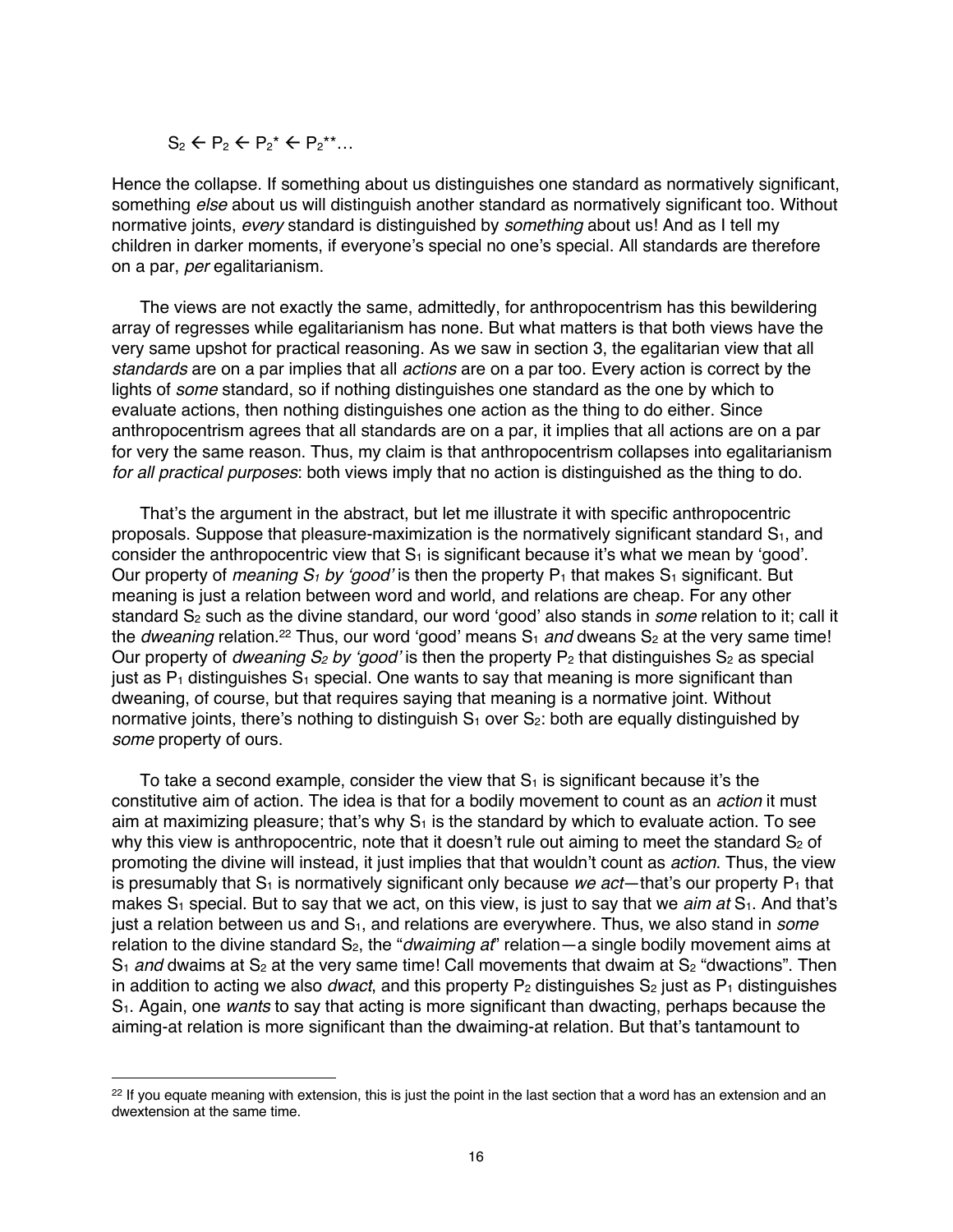$$S_2 \leftarrow P_2 \leftarrow P_2^* \leftarrow P_2^{**}\ldots$$

Hence the collapse. If something about us distinguishes one standard as normatively significant, something *else* about us will distinguish another standard as normatively significant too. Without normative joints, *every* standard is distinguished by *something* about us! And as I tell my children in darker moments, if everyone's special no one's special. All standards are therefore on a par, *per* egalitarianism.

The views are not exactly the same, admittedly, for anthropocentrism has this bewildering array of regresses while egalitarianism has none. But what matters is that both views have the very same upshot for practical reasoning. As we saw in section 3, the egalitarian view that all *standards* are on a par implies that all *actions* are on a par too. Every action is correct by the lights of *some* standard, so if nothing distinguishes one standard as the one by which to evaluate actions, then nothing distinguishes one action as the thing to do either. Since anthropocentrism agrees that all standards are on a par, it implies that all actions are on a par for very the same reason. Thus, my claim is that anthropocentrism collapses into egalitarianism *for all practical purposes*: both views imply that no action is distinguished as the thing to do.

That's the argument in the abstract, but let me illustrate it with specific anthropocentric proposals. Suppose that pleasure-maximization is the normatively significant standard $S_1$, and consider the anthropocentric view that $S_1$ is significant because it's what we mean by 'good'. Our property of *meaning $S_1$ by 'good'* is then the property $P_1$ that makes $S_1$ significant. But meaning is just a relation between word and world, and relations are cheap. For any other standard $S_2$ such as the divine standard, our word 'good' also stands in *some* relation to it; call it the *dweaning* relation.[22] Thus, our word 'good' means $S_1$ *and* dweans $S_2$ at the very same time! Our property of *dweaning $S_2$ by 'good'* is then the property $P_2$ that distinguishes $S_2$ as special just as $P_1$ distinguishes $S_1$ special. One wants to say that meaning is more significant than dweaning, of course, but that requires saying that meaning is a normative joint. Without normative joints, there's nothing to distinguish $S_1$ over $S_2$: both are equally distinguished by *some* property of ours.

To take a second example, consider the view that $S_1$ is significant because it's the constitutive aim of action. The idea is that for a bodily movement to count as an *action* it must aim at maximizing pleasure; that's why $S_1$ is the standard by which to evaluate action. To see why this view is anthropocentric, note that it doesn't rule out aiming to meet the standard $S_2$ of promoting the divine will instead, it just implies that that wouldn't count as *action*. Thus, the view is presumably that $S_1$ is normatively significant only because *we act*—that's our property $P_1$ that makes $S_1$ special. But to say that we act, on this view, is just to say that we *aim at* $S_1$. And that's just a relation between us and $S_1$, and relations are everywhere. Thus, we also stand in *some* relation to the divine standard $S_2$, the "*dwaiming at*" relation—a single bodily movement aims at $S_1$ *and* dwaims at $S_2$ at the very same time! Call movements that dwaim at $S_2$ "dwactions". Then in addition to acting we also *dwact*, and this property $P_2$ distinguishes $S_2$ just as $P_1$ distinguishes $S_1$. Again, one *wants* to say that acting is more significant than dwacting, perhaps because the aiming-at relation is more significant than the dwaiming-at relation. But that's tantamount to

[22] If you equate meaning with extension, this is just the point in the last section that a word has an extension and an dwextension at the same time.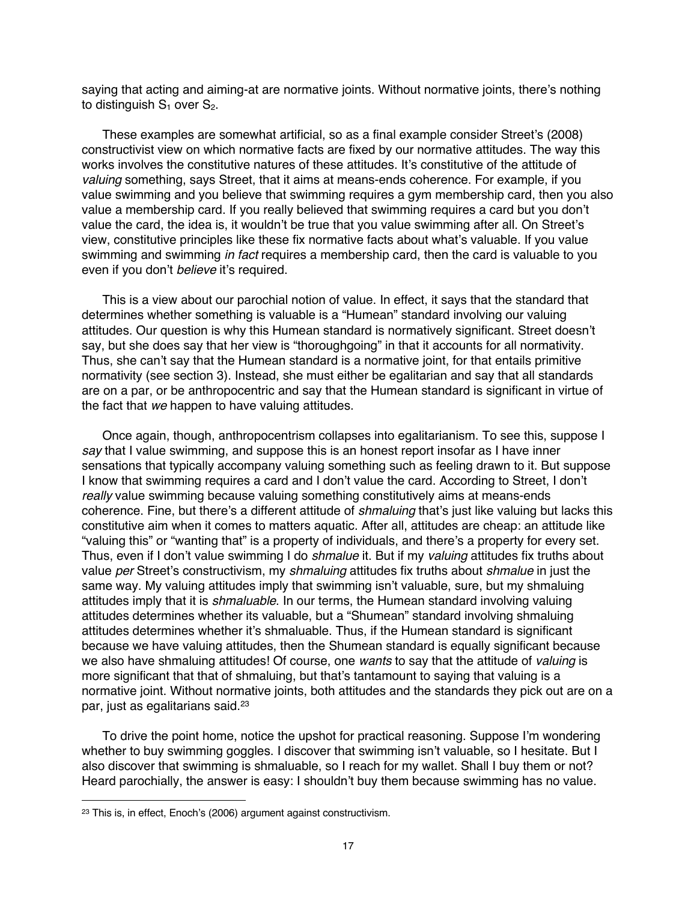saying that acting and aiming-at are normative joints. Without normative joints, there's nothing to distinguish $S_1$ over $S_2$.

These examples are somewhat artificial, so as a final example consider Street's (2008) constructivist view on which normative facts are fixed by our normative attitudes. The way this works involves the constitutive natures of these attitudes. It's constitutive of the attitude of *valuing* something, says Street, that it aims at means-ends coherence. For example, if you value swimming and you believe that swimming requires a gym membership card, then you also value a membership card. If you really believed that swimming requires a card but you don't value the card, the idea is, it wouldn't be true that you value swimming after all. On Street's view, constitutive principles like these fix normative facts about what's valuable. If you value swimming and swimming *in fact* requires a membership card, then the card is valuable to you even if you don't *believe* it's required.

This is a view about our parochial notion of value. In effect, it says that the standard that determines whether something is valuable is a "Humean" standard involving our valuing attitudes. Our question is why this Humean standard is normatively significant. Street doesn't say, but she does say that her view is "thoroughgoing" in that it accounts for all normativity. Thus, she can't say that the Humean standard is a normative joint, for that entails primitive normativity (see section 3). Instead, she must either be egalitarian and say that all standards are on a par, or be anthropocentric and say that the Humean standard is significant in virtue of the fact that *we* happen to have valuing attitudes.

Once again, though, anthropocentrism collapses into egalitarianism. To see this, suppose I *say* that I value swimming, and suppose this is an honest report insofar as I have inner sensations that typically accompany valuing something such as feeling drawn to it. But suppose I know that swimming requires a card and I don't value the card. According to Street, I don't *really* value swimming because valuing something constitutively aims at means-ends coherence. Fine, but there's a different attitude of *shmaluing* that's just like valuing but lacks this constitutive aim when it comes to matters aquatic. After all, attitudes are cheap: an attitude like "valuing this" or "wanting that" is a property of individuals, and there's a property for every set. Thus, even if I don't value swimming I do *shmalue* it. But if my *valuing* attitudes fix truths about value *per* Street's constructivism, my *shmaluing* attitudes fix truths about *shmalue* in just the same way. My valuing attitudes imply that swimming isn't valuable, sure, but my shmaluing attitudes imply that it is *shmaluable*. In our terms, the Humean standard involving valuing attitudes determines whether its valuable, but a "Shumean" standard involving shmaluing attitudes determines whether it's shmaluable. Thus, if the Humean standard is significant because we have valuing attitudes, then the Shumean standard is equally significant because we also have shmaluing attitudes! Of course, one *wants* to say that the attitude of *valuing* is more significant that that of shmaluing, but that's tantamount to saying that valuing is a normative joint. Without normative joints, both attitudes and the standards they pick out are on a par, just as egalitarians said.[23]

To drive the point home, notice the upshot for practical reasoning. Suppose I'm wondering whether to buy swimming goggles. I discover that swimming isn't valuable, so I hesitate. But I also discover that swimming is shmaluable, so I reach for my wallet. Shall I buy them or not? Heard parochially, the answer is easy: I shouldn't buy them because swimming has no value.

[23] This is, in effect, Enoch's (2006) argument against constructivism.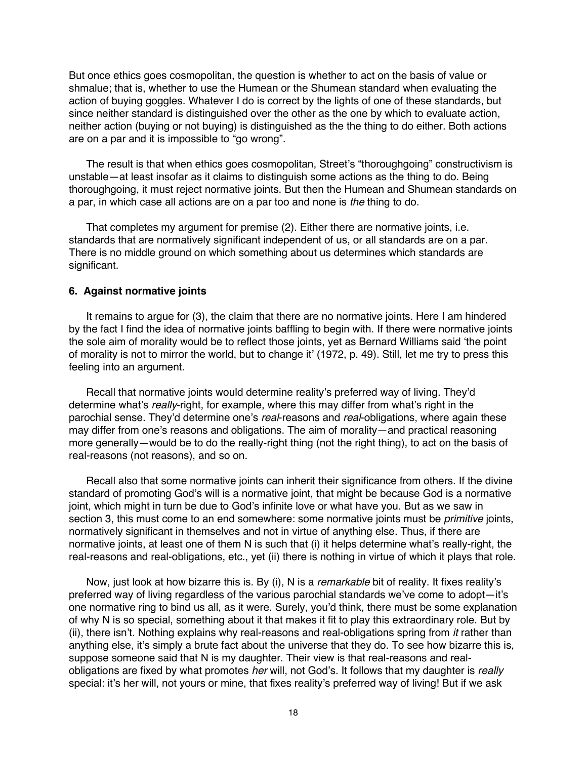But once ethics goes cosmopolitan, the question is whether to act on the basis of value or shmalue; that is, whether to use the Humean or the Shumean standard when evaluating the action of buying goggles. Whatever I do is correct by the lights of one of these standards, but since neither standard is distinguished over the other as the one by which to evaluate action, neither action (buying or not buying) is distinguished as the the thing to do either. Both actions are on a par and it is impossible to “go wrong”.

The result is that when ethics goes cosmopolitan, Street’s “thoroughgoing” constructivism is unstable—at least insofar as it claims to distinguish some actions as the thing to do. Being thoroughgoing, it must reject normative joints. But then the Humean and Shumean standards on a par, in which case all actions are on a par too and none is *the* thing to do.

That completes my argument for premise (2). Either there are normative joints, i.e. standards that are normatively significant independent of us, or all standards are on a par. There is no middle ground on which something about us determines which standards are significant.

### 6. Against normative joints

It remains to argue for (3), the claim that there are no normative joints. Here I am hindered by the fact I find the idea of normative joints baffling to begin with. If there were normative joints the sole aim of morality would be to reflect those joints, yet as Bernard Williams said ‘the point of morality is not to mirror the world, but to change it’ (1972, p. 49). Still, let me try to press this feeling into an argument.

Recall that normative joints would determine reality’s preferred way of living. They’d determine what’s *really*-right, for example, where this may differ from what’s right in the parochial sense. They’d determine one’s *real*-reasons and *real*-obligations, where again these may differ from one’s reasons and obligations. The aim of morality—and practical reasoning more generally—would be to do the really-right thing (not the right thing), to act on the basis of real-reasons (not reasons), and so on.

Recall also that some normative joints can inherit their significance from others. If the divine standard of promoting God’s will is a normative joint, that might be because God is a normative joint, which might in turn be due to God’s infinite love or what have you. But as we saw in section 3, this must come to an end somewhere: some normative joints must be *primitive* joints, normatively significant in themselves and not in virtue of anything else. Thus, if there are normative joints, at least one of them N is such that (i) it helps determine what’s really-right, the real-reasons and real-obligations, etc., yet (ii) there is nothing in virtue of which it plays that role.

Now, just look at how bizarre this is. By (i), N is a *remarkable* bit of reality. It fixes reality’s preferred way of living regardless of the various parochial standards we’ve come to adopt—it’s one normative ring to bind us all, as it were. Surely, you’d think, there must be some explanation of why N is so special, something about it that makes it fit to play this extraordinary role. But by (ii), there isn’t. Nothing explains why real-reasons and real-obligations spring from *it* rather than anything else, it’s simply a brute fact about the universe that they do. To see how bizarre this is, suppose someone said that N is my daughter. Their view is that real-reasons and real-obligations are fixed by what promotes *her* will, not God’s. It follows that my daughter is *really* special: it’s her will, not yours or mine, that fixes reality’s preferred way of living! But if we ask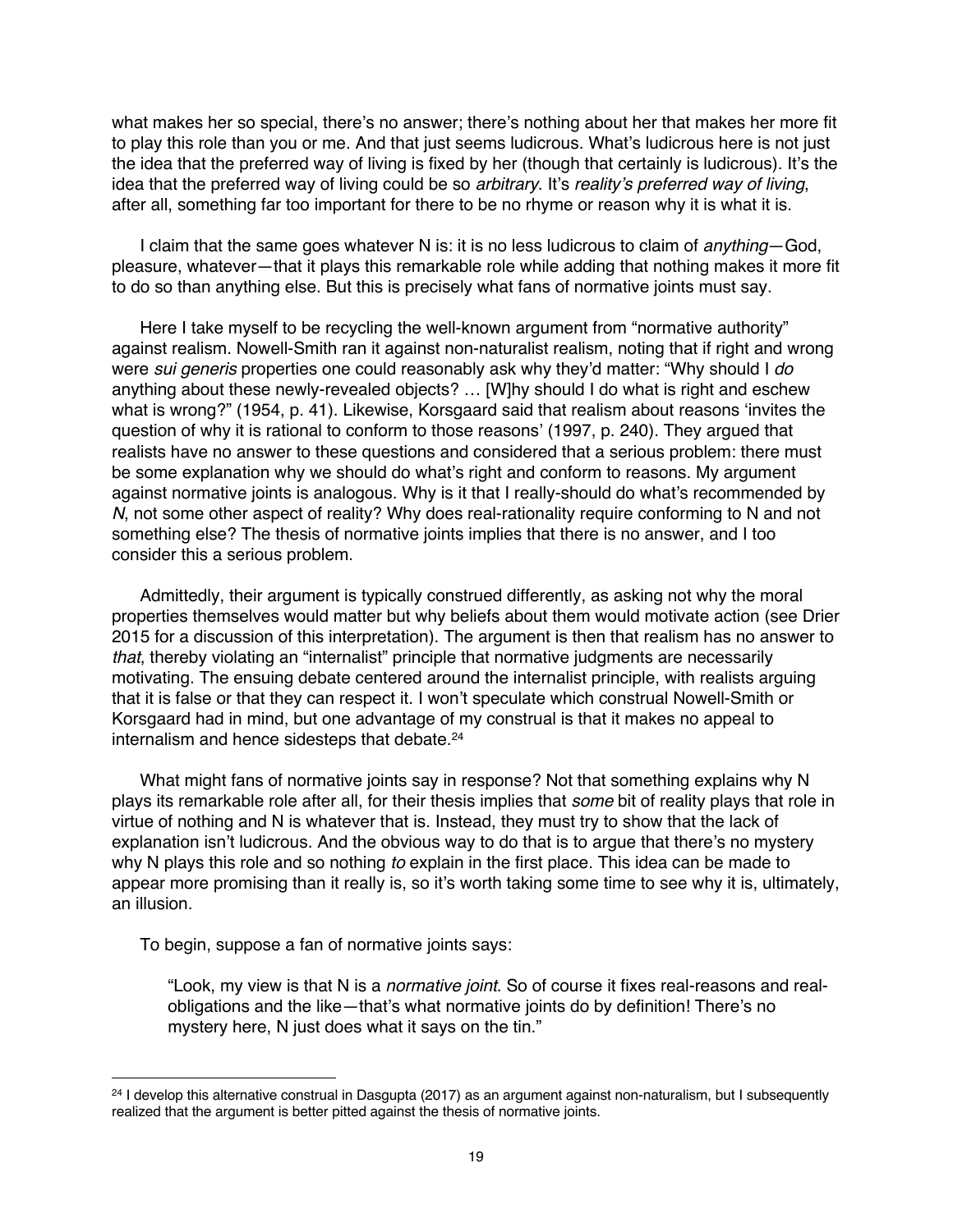what makes her so special, there's no answer; there's nothing about her that makes her more fit to play this role than you or me. And that just seems ludicrous. What's ludicrous here is not just the idea that the preferred way of living is fixed by her (though that certainly is ludicrous). It's the idea that the preferred way of living could be so *arbitrary*. It's *reality's preferred way of living*, after all, something far too important for there to be no rhyme or reason why it is what it is.

I claim that the same goes whatever N is: it is no less ludicrous to claim of *anything*—God, pleasure, whatever—that it plays this remarkable role while adding that nothing makes it more fit to do so than anything else. But this is precisely what fans of normative joints must say.

Here I take myself to be recycling the well-known argument from "normative authority" against realism. Nowell-Smith ran it against non-naturalist realism, noting that if right and wrong were *sui generis* properties one could reasonably ask why they'd matter: "Why should I *do* anything about these newly-revealed objects? … [W]hy should I do what is right and eschew what is wrong?" (1954, p. 41). Likewise, Korsgaard said that realism about reasons 'invites the question of why it is rational to conform to those reasons' (1997, p. 240). They argued that realists have no answer to these questions and considered that a serious problem: there must be some explanation why we should do what's right and conform to reasons. My argument against normative joints is analogous. Why is it that I really-should do what's recommended by *N*, not some other aspect of reality? Why does real-rationality require conforming to N and not something else? The thesis of normative joints implies that there is no answer, and I too consider this a serious problem.

Admittedly, their argument is typically construed differently, as asking not why the moral properties themselves would matter but why beliefs about them would motivate action (see Drier 2015 for a discussion of this interpretation). The argument is then that realism has no answer to *that*, thereby violating an "internalist" principle that normative judgments are necessarily motivating. The ensuing debate centered around the internalist principle, with realists arguing that it is false or that they can respect it. I won't speculate which construal Nowell-Smith or Korsgaard had in mind, but one advantage of my construal is that it makes no appeal to internalism and hence sidesteps that debate.[24]

What might fans of normative joints say in response? Not that something explains why N plays its remarkable role after all, for their thesis implies that *some* bit of reality plays that role in virtue of nothing and N is whatever that is. Instead, they must try to show that the lack of explanation isn't ludicrous. And the obvious way to do that is to argue that there's no mystery why N plays this role and so nothing *to* explain in the first place. This idea can be made to appear more promising than it really is, so it's worth taking some time to see why it is, ultimately, an illusion.

To begin, suppose a fan of normative joints says:

> "Look, my view is that N is a *normative joint*. So of course it fixes real-reasons and real-obligations and the like—that's what normative joints do by definition! There's no mystery here, N just does what it says on the tin."

---

[24] I develop this alternative construal in Dasgupta (2017) as an argument against non-naturalism, but I subsequently realized that the argument is better pitted against the thesis of normative joints.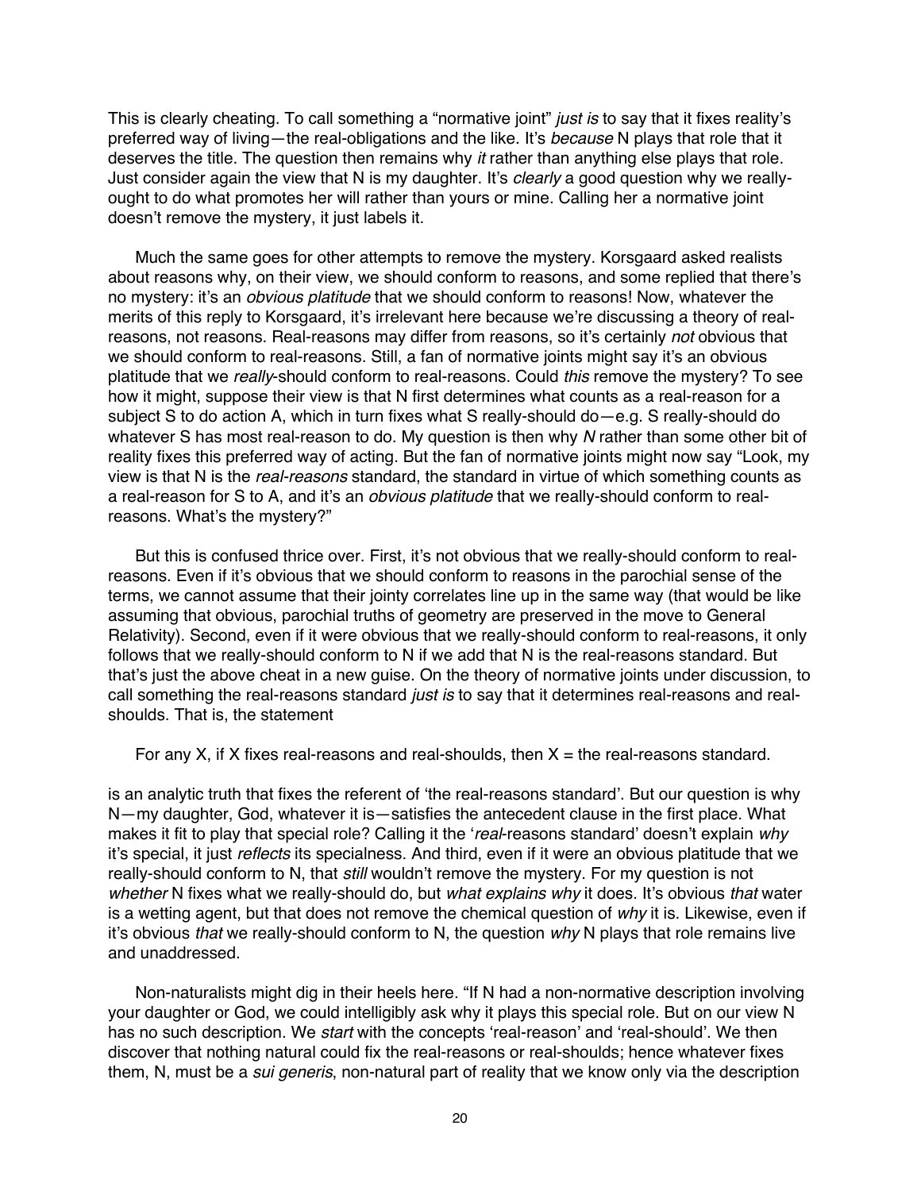This is clearly cheating. To call something a "normative joint" *just is* to say that it fixes reality's preferred way of living—the real-obligations and the like. It's *because* N plays that role that it deserves the title. The question then remains why *it* rather than anything else plays that role. Just consider again the view that N is my daughter. It's *clearly* a good question why we really-ought to do what promotes her will rather than yours or mine. Calling her a normative joint doesn't remove the mystery, it just labels it.

Much the same goes for other attempts to remove the mystery. Korsgaard asked realists about reasons why, on their view, we should conform to reasons, and some replied that there's no mystery: it's an *obvious platitude* that we should conform to reasons! Now, whatever the merits of this reply to Korsgaard, it's irrelevant here because we're discussing a theory of real-reasons, not reasons. Real-reasons may differ from reasons, so it's certainly *not* obvious that we should conform to real-reasons. Still, a fan of normative joints might say it's an obvious platitude that we *really*-should conform to real-reasons. Could *this* remove the mystery? To see how it might, suppose their view is that N first determines what counts as a real-reason for a subject S to do action A, which in turn fixes what S really-should do—e.g. S really-should do whatever S has most real-reason to do. My question is then why *N* rather than some other bit of reality fixes this preferred way of acting. But the fan of normative joints might now say "Look, my view is that N is the *real-reasons* standard, the standard in virtue of which something counts as a real-reason for S to A, and it's an *obvious platitude* that we really-should conform to real-reasons. What's the mystery?"

But this is confused thrice over. First, it's not obvious that we really-should conform to real-reasons. Even if it's obvious that we should conform to reasons in the parochial sense of the terms, we cannot assume that their jointy correlates line up in the same way (that would be like assuming that obvious, parochial truths of geometry are preserved in the move to General Relativity). Second, even if it were obvious that we really-should conform to real-reasons, it only follows that we really-should conform to N if we add that N is the real-reasons standard. But that's just the above cheat in a new guise. On the theory of normative joints under discussion, to call something the real-reasons standard *just is* to say that it determines real-reasons and real-shoulds. That is, the statement

For any X, if X fixes real-reasons and real-shoulds, then X = the real-reasons standard.

is an analytic truth that fixes the referent of 'the real-reasons standard'. But our question is why N—my daughter, God, whatever it is—satisfies the antecedent clause in the first place. What makes it fit to play that special role? Calling it the '*real*-reasons standard' doesn't explain *why* it's special, it just *reflects* its specialness. And third, even if it were an obvious platitude that we really-should conform to N, that *still* wouldn't remove the mystery. For my question is not *whether* N fixes what we really-should do, but *what explains why* it does. It's obvious *that* water is a wetting agent, but that does not remove the chemical question of *why* it is. Likewise, even if it's obvious *that* we really-should conform to N, the question *why* N plays that role remains live and unaddressed.

Non-naturalists might dig in their heels here. "If N had a non-normative description involving your daughter or God, we could intelligibly ask why it plays this special role. But on our view N has no such description. We *start* with the concepts 'real-reason' and 'real-should'. We then discover that nothing natural could fix the real-reasons or real-shoulds; hence whatever fixes them, N, must be a *sui generis*, non-natural part of reality that we know only via the description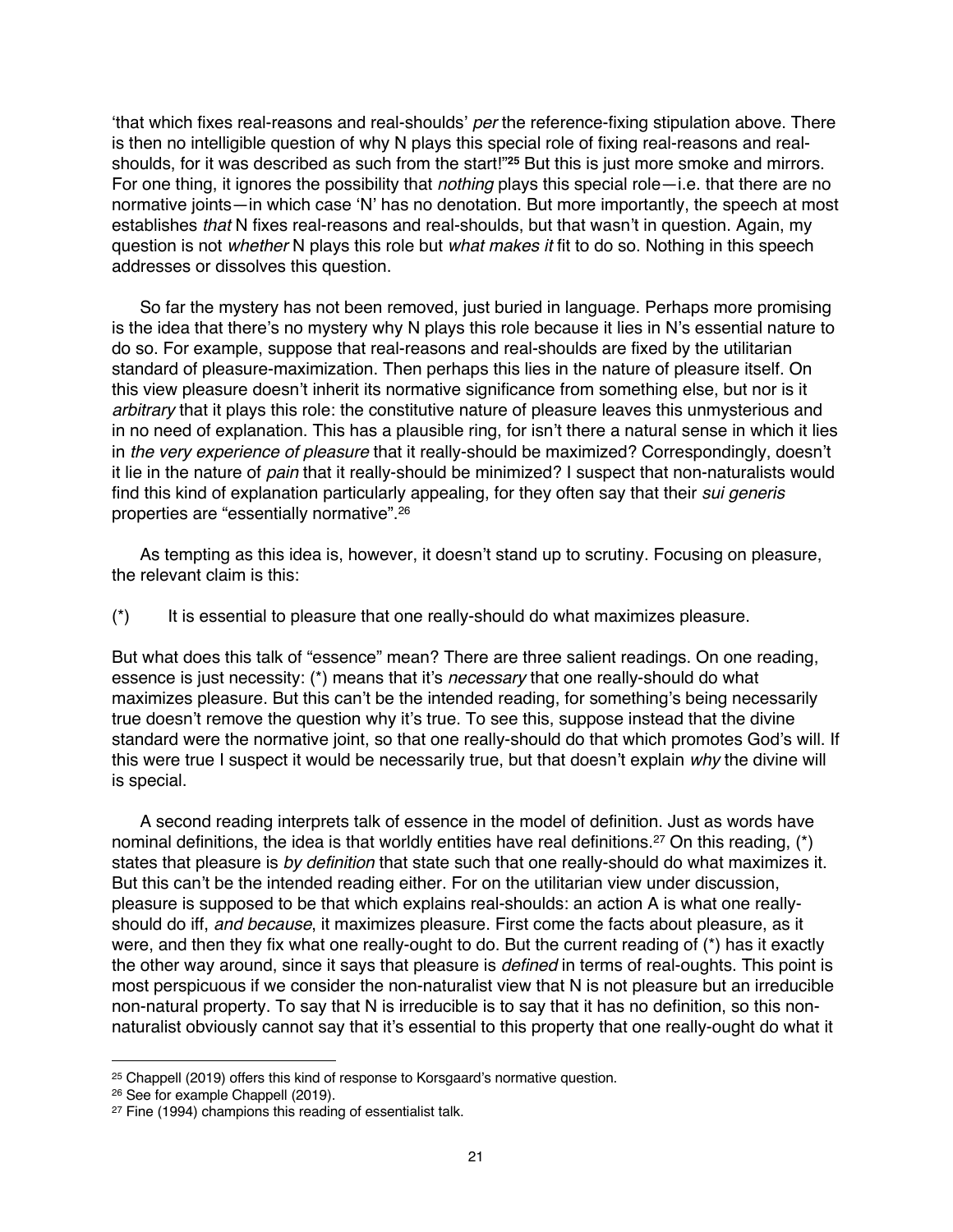'that which fixes real-reasons and real-shoulds' *per* the reference-fixing stipulation above. There is then no intelligible question of why N plays this special role of fixing real-reasons and real-shoulds, for it was described as such from the start!"[25] But this is just more smoke and mirrors. For one thing, it ignores the possibility that *nothing* plays this special role—i.e. that there are no normative joints—in which case 'N' has no denotation. But more importantly, the speech at most establishes *that* N fixes real-reasons and real-shoulds, but that wasn't in question. Again, my question is not *whether* N plays this role but *what makes it* fit to do so. Nothing in this speech addresses or dissolves this question.

So far the mystery has not been removed, just buried in language. Perhaps more promising is the idea that there's no mystery why N plays this role because it lies in N's essential nature to do so. For example, suppose that real-reasons and real-shoulds are fixed by the utilitarian standard of pleasure-maximization. Then perhaps this lies in the nature of pleasure itself. On this view pleasure doesn't inherit its normative significance from something else, but nor is it *arbitrary* that it plays this role: the constitutive nature of pleasure leaves this unmysterious and in no need of explanation. This has a plausible ring, for isn't there a natural sense in which it lies in *the very experience of pleasure* that it really-should be maximized? Correspondingly, doesn't it lie in the nature of *pain* that it really-should be minimized? I suspect that non-naturalists would find this kind of explanation particularly appealing, for they often say that their *sui generis* properties are "essentially normative".[26]

As tempting as this idea is, however, it doesn't stand up to scrutiny. Focusing on pleasure, the relevant claim is this:

(*) It is essential to pleasure that one really-should do what maximizes pleasure.

But what does this talk of "essence" mean? There are three salient readings. On one reading, essence is just necessity: (*) means that it's *necessary* that one really-should do what maximizes pleasure. But this can't be the intended reading, for something's being necessarily true doesn't remove the question why it's true. To see this, suppose instead that the divine standard were the normative joint, so that one really-should do that which promotes God's will. If this were true I suspect it would be necessarily true, but that doesn't explain *why* the divine will is special.

A second reading interprets talk of essence in the model of definition. Just as words have nominal definitions, the idea is that worldly entities have real definitions.[27] On this reading, (*) states that pleasure is *by definition* that state such that one really-should do what maximizes it. But this can't be the intended reading either. For on the utilitarian view under discussion, pleasure is supposed to be that which explains real-shoulds: an action A is what one really-should do iff, *and because*, it maximizes pleasure. First come the facts about pleasure, as it were, and then they fix what one really-ought to do. But the current reading of (*) has it exactly the other way around, since it says that pleasure is *defined* in terms of real-oughts. This point is most perspicuous if we consider the non-naturalist view that N is not pleasure but an irreducible non-natural property. To say that N is irreducible is to say that it has no definition, so this non-naturalist obviously cannot say that it's essential to this property that one really-ought do what it

---

[25] Chappell (2019) offers this kind of response to Korsgaard's normative question.

[26] See for example Chappell (2019).

[27] Fine (1994) champions this reading of essentialist talk.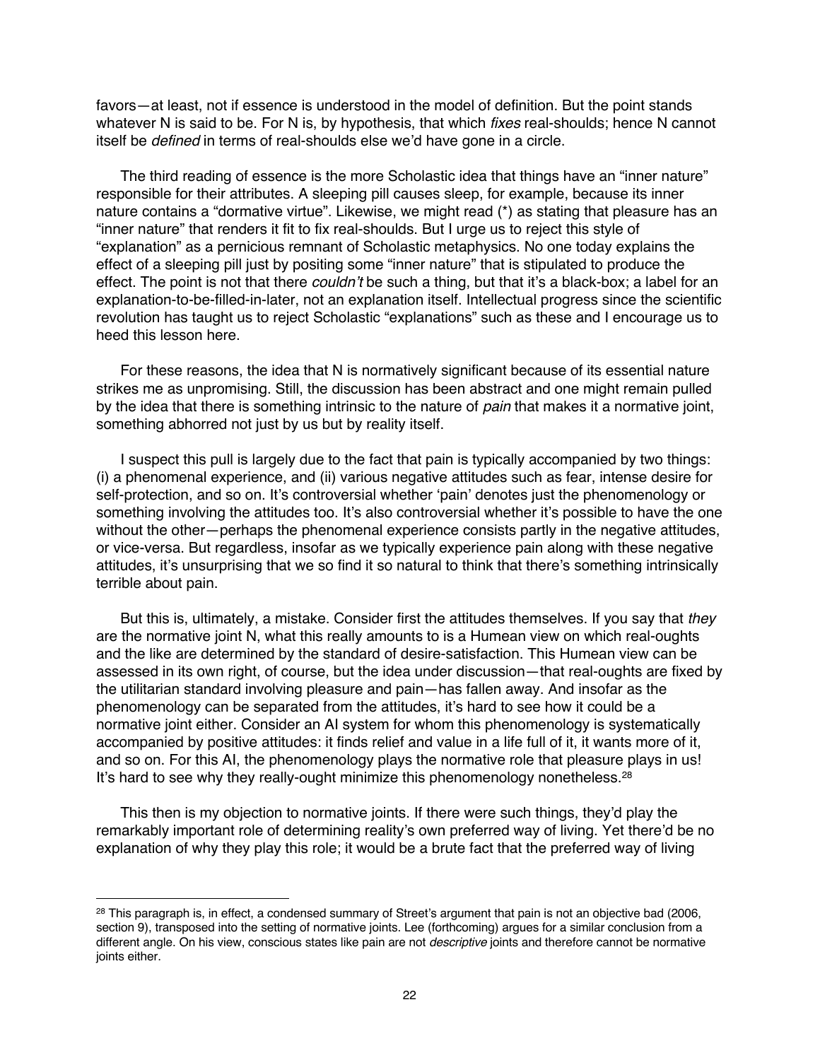favors—at least, not if essence is understood in the model of definition. But the point stands whatever N is said to be. For N is, by hypothesis, that which *fixes* real-shoulds; hence N cannot itself be *defined* in terms of real-shoulds else we'd have gone in a circle.

The third reading of essence is the more Scholastic idea that things have an "inner nature" responsible for their attributes. A sleeping pill causes sleep, for example, because its inner nature contains a "dormative virtue". Likewise, we might read (*) as stating that pleasure has an "inner nature" that renders it fit to fix real-shoulds. But I urge us to reject this style of "explanation" as a pernicious remnant of Scholastic metaphysics. No one today explains the effect of a sleeping pill just by positing some "inner nature" that is stipulated to produce the effect. The point is not that there *couldn't* be such a thing, but that it's a black-box; a label for an explanation-to-be-filled-in-later, not an explanation itself. Intellectual progress since the scientific revolution has taught us to reject Scholastic "explanations" such as these and I encourage us to heed this lesson here.

For these reasons, the idea that N is normatively significant because of its essential nature strikes me as unpromising. Still, the discussion has been abstract and one might remain pulled by the idea that there is something intrinsic to the nature of *pain* that makes it a normative joint, something abhorred not just by us but by reality itself.

I suspect this pull is largely due to the fact that pain is typically accompanied by two things: (i) a phenomenal experience, and (ii) various negative attitudes such as fear, intense desire for self-protection, and so on. It's controversial whether 'pain' denotes just the phenomenology or something involving the attitudes too. It's also controversial whether it's possible to have the one without the other—perhaps the phenomenal experience consists partly in the negative attitudes, or vice-versa. But regardless, insofar as we typically experience pain along with these negative attitudes, it's unsurprising that we so find it so natural to think that there's something intrinsically terrible about pain.

But this is, ultimately, a mistake. Consider first the attitudes themselves. If you say that *they* are the normative joint N, what this really amounts to is a Humean view on which real-oughts and the like are determined by the standard of desire-satisfaction. This Humean view can be assessed in its own right, of course, but the idea under discussion—that real-oughts are fixed by the utilitarian standard involving pleasure and pain—has fallen away. And insofar as the phenomenology can be separated from the attitudes, it's hard to see how it could be a normative joint either. Consider an AI system for whom this phenomenology is systematically accompanied by positive attitudes: it finds relief and value in a life full of it, it wants more of it, and so on. For this AI, the phenomenology plays the normative role that pleasure plays in us! It's hard to see why they really-ought minimize this phenomenology nonetheless.[28]

This then is my objection to normative joints. If there were such things, they'd play the remarkably important role of determining reality's own preferred way of living. Yet there'd be no explanation of why they play this role; it would be a brute fact that the preferred way of living

[28] This paragraph is, in effect, a condensed summary of Street's argument that pain is not an objective bad (2006, section 9), transposed into the setting of normative joints. Lee (forthcoming) argues for a similar conclusion from a different angle. On his view, conscious states like pain are not *descriptive* joints and therefore cannot be normative joints either.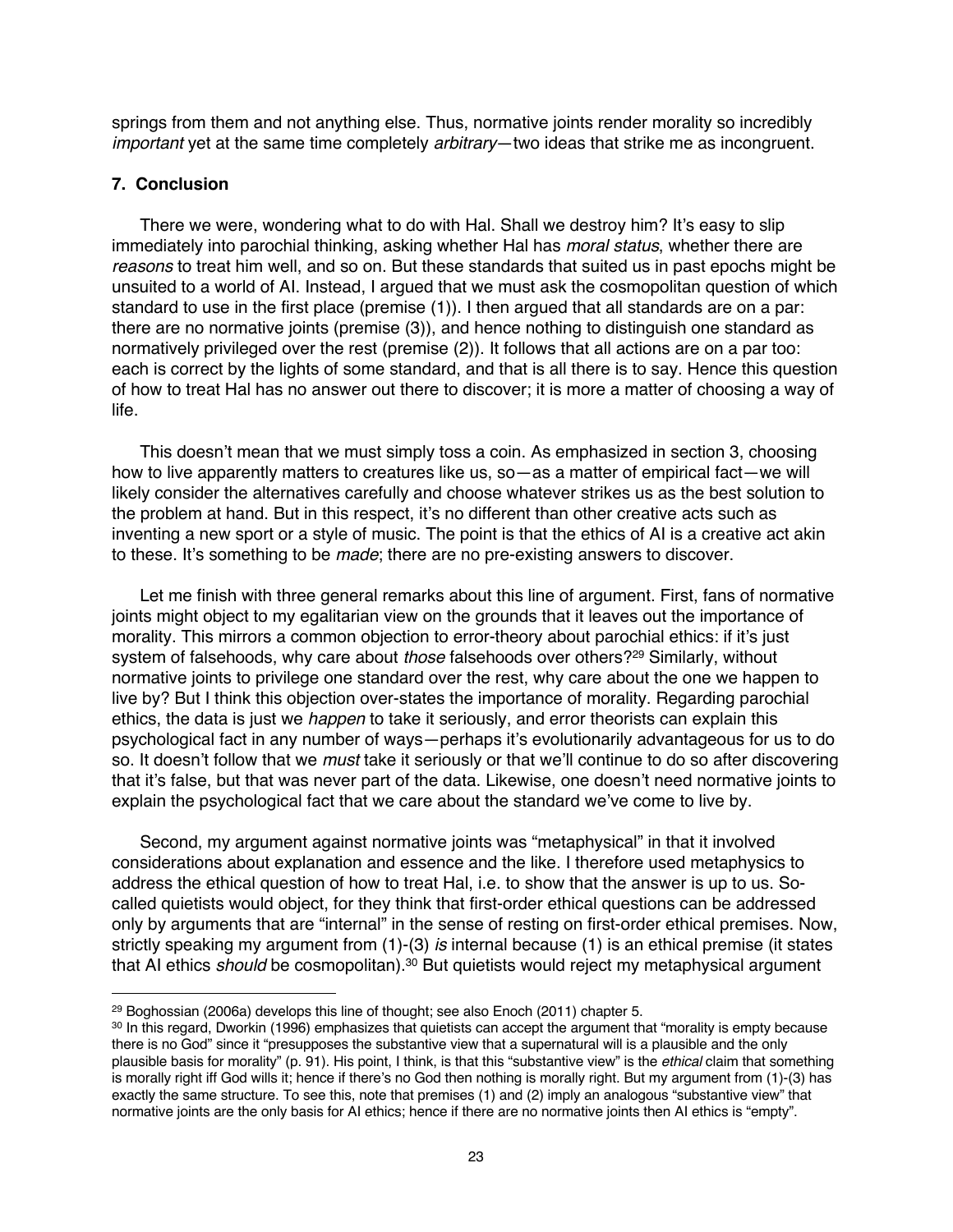springs from them and not anything else. Thus, normative joints render morality so incredibly *important* yet at the same time completely *arbitrary*—two ideas that strike me as incongruent.

## 7. Conclusion

There we were, wondering what to do with Hal. Shall we destroy him? It's easy to slip immediately into parochial thinking, asking whether Hal has *moral status*, whether there are *reasons* to treat him well, and so on. But these standards that suited us in past epochs might be unsuited to a world of AI. Instead, I argued that we must ask the cosmopolitan question of which standard to use in the first place (premise (1)). I then argued that all standards are on a par: there are no normative joints (premise (3)), and hence nothing to distinguish one standard as normatively privileged over the rest (premise (2)). It follows that all actions are on a par too: each is correct by the lights of some standard, and that is all there is to say. Hence this question of how to treat Hal has no answer out there to discover; it is more a matter of choosing a way of life.

This doesn't mean that we must simply toss a coin. As emphasized in section 3, choosing how to live apparently matters to creatures like us, so—as a matter of empirical fact—we will likely consider the alternatives carefully and choose whatever strikes us as the best solution to the problem at hand. But in this respect, it's no different than other creative acts such as inventing a new sport or a style of music. The point is that the ethics of AI is a creative act akin to these. It's something to be *made*; there are no pre-existing answers to discover.

Let me finish with three general remarks about this line of argument. First, fans of normative joints might object to my egalitarian view on the grounds that it leaves out the importance of morality. This mirrors a common objection to error-theory about parochial ethics: if it's just system of falsehoods, why care about *those* falsehoods over others?[29] Similarly, without normative joints to privilege one standard over the rest, why care about the one we happen to live by? But I think this objection over-states the importance of morality. Regarding parochial ethics, the data is just we *happen* to take it seriously, and error theorists can explain this psychological fact in any number of ways—perhaps it's evolutionarily advantageous for us to do so. It doesn't follow that we *must* take it seriously or that we'll continue to do so after discovering that it's false, but that was never part of the data. Likewise, one doesn't need normative joints to explain the psychological fact that we care about the standard we've come to live by.

Second, my argument against normative joints was "metaphysical" in that it involved considerations about explanation and essence and the like. I therefore used metaphysics to address the ethical question of how to treat Hal, i.e. to show that the answer is up to us. So-called quietists would object, for they think that first-order ethical questions can be addressed only by arguments that are "internal" in the sense of resting on first-order ethical premises. Now, strictly speaking my argument from (1)-(3) *is* internal because (1) is an ethical premise (it states that AI ethics *should* be cosmopolitan).[30] But quietists would reject my metaphysical argument

---

[29] Boghossian (2006a) develops this line of thought; see also Enoch (2011) chapter 5.

[30] In this regard, Dworkin (1996) emphasizes that quietists can accept the argument that "morality is empty because there is no God" since it "presupposes the substantive view that a supernatural will is a plausible and the only plausible basis for morality" (p. 91). His point, I think, is that this "substantive view" is the *ethical* claim that something is morally right iff God wills it; hence if there's no God then nothing is morally right. But my argument from (1)-(3) has exactly the same structure. To see this, note that premises (1) and (2) imply an analogous "substantive view" that normative joints are the only basis for AI ethics; hence if there are no normative joints then AI ethics is "empty".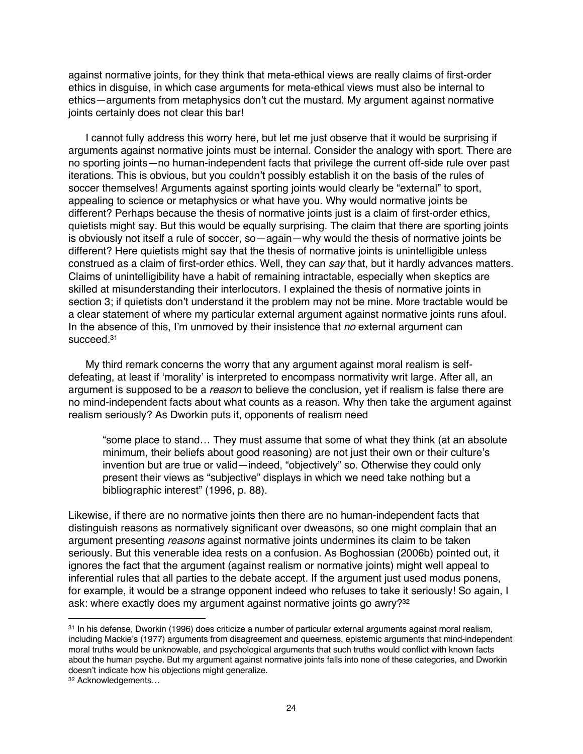against normative joints, for they think that meta-ethical views are really claims of first-order ethics in disguise, in which case arguments for meta-ethical views must also be internal to ethics—arguments from metaphysics don't cut the mustard. My argument against normative joints certainly does not clear this bar!

I cannot fully address this worry here, but let me just observe that it would be surprising if arguments against normative joints must be internal. Consider the analogy with sport. There are no sporting joints—no human-independent facts that privilege the current off-side rule over past iterations. This is obvious, but you couldn't possibly establish it on the basis of the rules of soccer themselves! Arguments against sporting joints would clearly be "external" to sport, appealing to science or metaphysics or what have you. Why would normative joints be different? Perhaps because the thesis of normative joints just is a claim of first-order ethics, quietists might say. But this would be equally surprising. The claim that there are sporting joints is obviously not itself a rule of soccer, so—again—why would the thesis of normative joints be different? Here quietists might say that the thesis of normative joints is unintelligible unless construed as a claim of first-order ethics. Well, they can *say* that, but it hardly advances matters. Claims of unintelligibility have a habit of remaining intractable, especially when skeptics are skilled at misunderstanding their interlocutors. I explained the thesis of normative joints in section 3; if quietists don't understand it the problem may not be mine. More tractable would be a clear statement of where my particular external argument against normative joints runs afoul. In the absence of this, I'm unmoved by their insistence that *no* external argument can succeed.[31]

My third remark concerns the worry that any argument against moral realism is self-defeating, at least if 'morality' is interpreted to encompass normativity writ large. After all, an argument is supposed to be a *reason* to believe the conclusion, yet if realism is false there are no mind-independent facts about what counts as a reason. Why then take the argument against realism seriously? As Dworkin puts it, opponents of realism need

> "some place to stand… They must assume that some of what they think (at an absolute minimum, their beliefs about good reasoning) are not just their own or their culture's invention but are true or valid—indeed, "objectively" so. Otherwise they could only present their views as "subjective" displays in which we need take nothing but a bibliographic interest" (1996, p. 88).

Likewise, if there are no normative joints then there are no human-independent facts that distinguish reasons as normatively significant over dweasons, so one might complain that an argument presenting *reasons* against normative joints undermines its claim to be taken seriously. But this venerable idea rests on a confusion. As Boghossian (2006b) pointed out, it ignores the fact that the argument (against realism or normative joints) might well appeal to inferential rules that all parties to the debate accept. If the argument just used modus ponens, for example, it would be a strange opponent indeed who refuses to take it seriously! So again, I ask: where exactly does my argument against normative joints go awry?[32]

---

[31] In his defense, Dworkin (1996) does criticize a number of particular external arguments against moral realism, including Mackie's (1977) arguments from disagreement and queerness, epistemic arguments that mind-independent moral truths would be unknowable, and psychological arguments that such truths would conflict with known facts about the human psyche. But my argument against normative joints falls into none of these categories, and Dworkin doesn't indicate how his objections might generalize.

[32] Acknowledgements…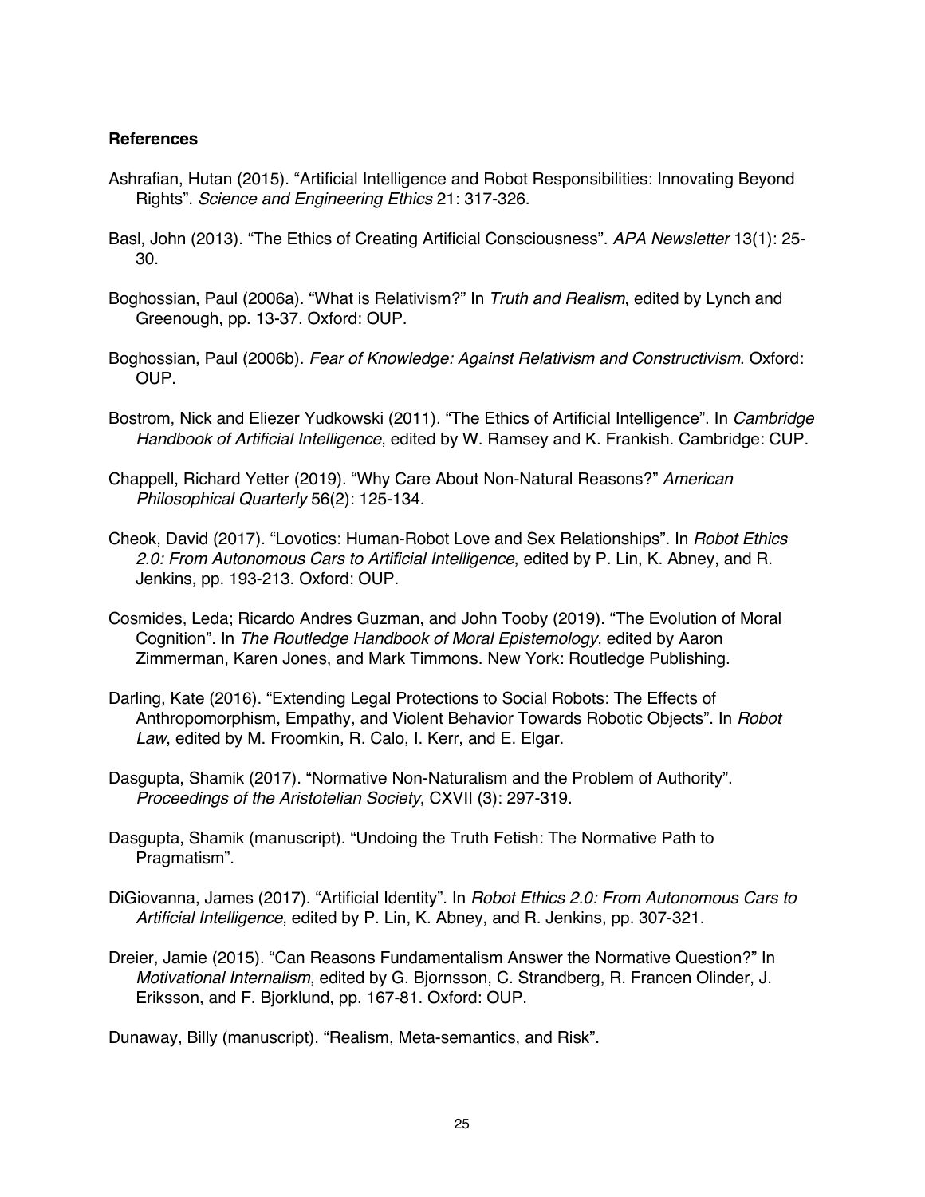**References**

Ashrafian, Hutan (2015). "Artificial Intelligence and Robot Responsibilities: Innovating Beyond Rights". *Science and Engineering Ethics* 21: 317-326.

Basl, John (2013). "The Ethics of Creating Artificial Consciousness". *APA Newsletter* 13(1): 25-30.

Boghossian, Paul (2006a). "What is Relativism?" In *Truth and Realism*, edited by Lynch and Greenough, pp. 13-37. Oxford: OUP.

Boghossian, Paul (2006b). *Fear of Knowledge: Against Relativism and Constructivism*. Oxford: OUP.

Bostrom, Nick and Eliezer Yudkowski (2011). "The Ethics of Artificial Intelligence". In *Cambridge Handbook of Artificial Intelligence*, edited by W. Ramsey and K. Frankish. Cambridge: CUP.

Chappell, Richard Yetter (2019). "Why Care About Non-Natural Reasons?" *American Philosophical Quarterly* 56(2): 125-134.

Cheok, David (2017). "Lovotics: Human-Robot Love and Sex Relationships". In *Robot Ethics 2.0: From Autonomous Cars to Artificial Intelligence*, edited by P. Lin, K. Abney, and R. Jenkins, pp. 193-213. Oxford: OUP.

Cosmides, Leda; Ricardo Andres Guzman, and John Tooby (2019). "The Evolution of Moral Cognition". In *The Routledge Handbook of Moral Epistemology*, edited by Aaron Zimmerman, Karen Jones, and Mark Timmons. New York: Routledge Publishing.

Darling, Kate (2016). "Extending Legal Protections to Social Robots: The Effects of Anthropomorphism, Empathy, and Violent Behavior Towards Robotic Objects". In *Robot Law*, edited by M. Froomkin, R. Calo, I. Kerr, and E. Elgar.

Dasgupta, Shamik (2017). "Normative Non-Naturalism and the Problem of Authority". *Proceedings of the Aristotelian Society*, CXVII (3): 297-319.

Dasgupta, Shamik (manuscript). "Undoing the Truth Fetish: The Normative Path to Pragmatism".

DiGiovanna, James (2017). "Artificial Identity". In *Robot Ethics 2.0: From Autonomous Cars to Artificial Intelligence*, edited by P. Lin, K. Abney, and R. Jenkins, pp. 307-321.

Dreier, Jamie (2015). "Can Reasons Fundamentalism Answer the Normative Question?" In *Motivational Internalism*, edited by G. Bjornsson, C. Strandberg, R. Francen Olinder, J. Eriksson, and F. Bjorklund, pp. 167-81. Oxford: OUP.

Dunaway, Billy (manuscript). "Realism, Meta-semantics, and Risk".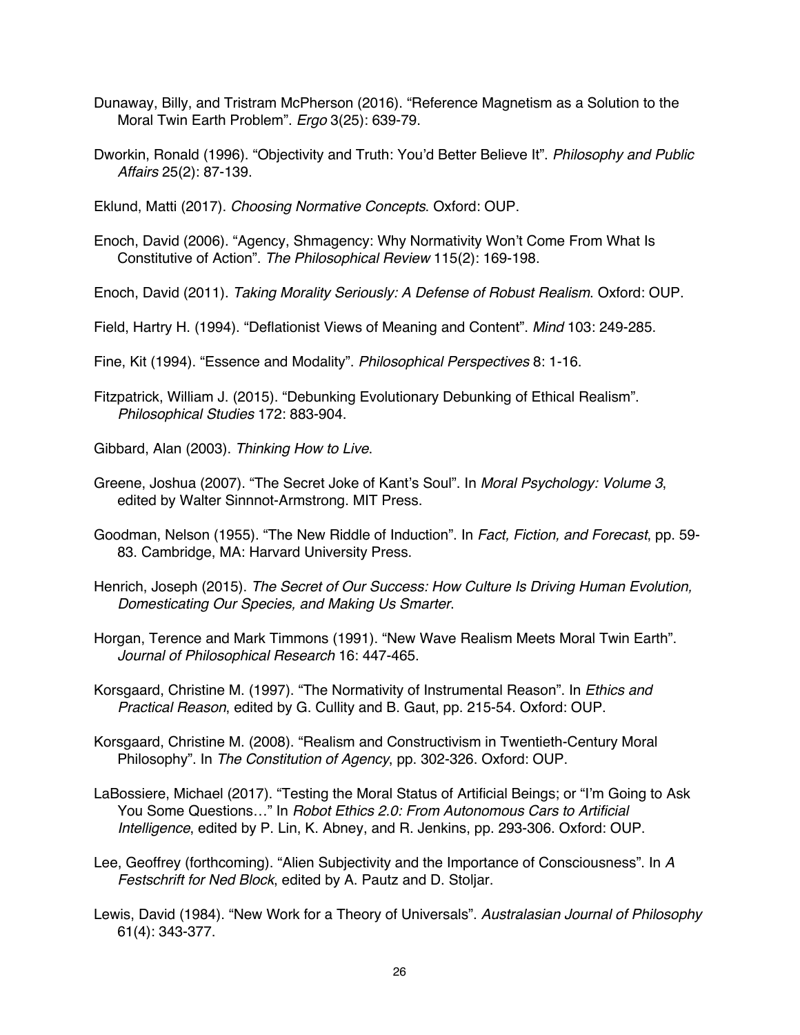Dunaway, Billy, and Tristram McPherson (2016). "Reference Magnetism as a Solution to the Moral Twin Earth Problem". *Ergo* 3(25): 639-79.

Dworkin, Ronald (1996). "Objectivity and Truth: You'd Better Believe It". *Philosophy and Public Affairs* 25(2): 87-139.

Eklund, Matti (2017). *Choosing Normative Concepts*. Oxford: OUP.

Enoch, David (2006). "Agency, Shmagency: Why Normativity Won't Come From What Is Constitutive of Action". *The Philosophical Review* 115(2): 169-198.

Enoch, David (2011). *Taking Morality Seriously: A Defense of Robust Realism*. Oxford: OUP.

Field, Hartry H. (1994). "Deflationist Views of Meaning and Content". *Mind* 103: 249-285.

Fine, Kit (1994). "Essence and Modality". *Philosophical Perspectives* 8: 1-16.

Fitzpatrick, William J. (2015). "Debunking Evolutionary Debunking of Ethical Realism". *Philosophical Studies* 172: 883-904.

Gibbard, Alan (2003). *Thinking How to Live*.

Greene, Joshua (2007). "The Secret Joke of Kant's Soul". In *Moral Psychology: Volume 3*, edited by Walter Sinnnot-Armstrong. MIT Press.

Goodman, Nelson (1955). "The New Riddle of Induction". In *Fact, Fiction, and Forecast*, pp. 59-83. Cambridge, MA: Harvard University Press.

Henrich, Joseph (2015). *The Secret of Our Success: How Culture Is Driving Human Evolution, Domesticating Our Species, and Making Us Smarter*.

Horgan, Terence and Mark Timmons (1991). "New Wave Realism Meets Moral Twin Earth". *Journal of Philosophical Research* 16: 447-465.

Korsgaard, Christine M. (1997). "The Normativity of Instrumental Reason". In *Ethics and Practical Reason*, edited by G. Cullity and B. Gaut, pp. 215-54. Oxford: OUP.

Korsgaard, Christine M. (2008). "Realism and Constructivism in Twentieth-Century Moral Philosophy". In *The Constitution of Agency*, pp. 302-326. Oxford: OUP.

LaBossiere, Michael (2017). "Testing the Moral Status of Artificial Beings; or "I'm Going to Ask You Some Questions…" In *Robot Ethics 2.0: From Autonomous Cars to Artificial Intelligence*, edited by P. Lin, K. Abney, and R. Jenkins, pp. 293-306. Oxford: OUP.

Lee, Geoffrey (forthcoming). "Alien Subjectivity and the Importance of Consciousness". In *A Festschrift for Ned Block*, edited by A. Pautz and D. Stoljar.

Lewis, David (1984). "New Work for a Theory of Universals". *Australasian Journal of Philosophy* 61(4): 343-377.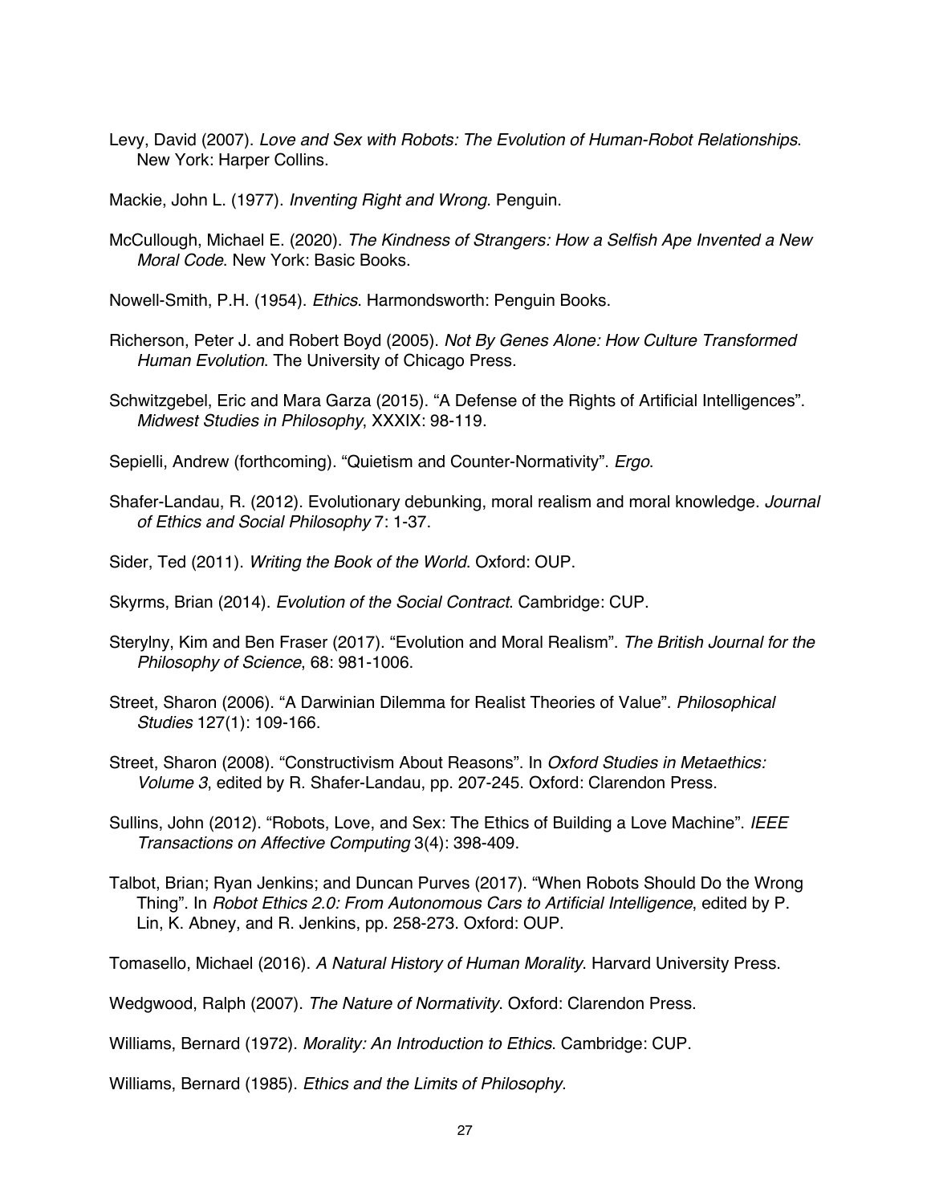Levy, David (2007). *Love and Sex with Robots: The Evolution of Human-Robot Relationships.* New York: Harper Collins.

Mackie, John L. (1977). *Inventing Right and Wrong*. Penguin.

McCullough, Michael E. (2020). *The Kindness of Strangers: How a Selfish Ape Invented a New Moral Code.* New York: Basic Books.

Nowell-Smith, P.H. (1954). *Ethics*. Harmondsworth: Penguin Books.

Richerson, Peter J. and Robert Boyd (2005). *Not By Genes Alone: How Culture Transformed Human Evolution*. The University of Chicago Press.

Schwitzgebel, Eric and Mara Garza (2015). "A Defense of the Rights of Artificial Intelligences". *Midwest Studies in Philosophy*, XXXIX: 98-119.

Sepielli, Andrew (forthcoming). "Quietism and Counter-Normativity". *Ergo*.

Shafer-Landau, R. (2012). Evolutionary debunking, moral realism and moral knowledge. *Journal of Ethics and Social Philosophy* 7: 1-37.

Sider, Ted (2011). *Writing the Book of the World*. Oxford: OUP.

Skyrms, Brian (2014). *Evolution of the Social Contract*. Cambridge: CUP.

Sterylny, Kim and Ben Fraser (2017). "Evolution and Moral Realism". *The British Journal for the Philosophy of Science*, 68: 981-1006.

Street, Sharon (2006). "A Darwinian Dilemma for Realist Theories of Value". *Philosophical Studies* 127(1): 109-166.

Street, Sharon (2008). "Constructivism About Reasons". In *Oxford Studies in Metaethics: Volume 3*, edited by R. Shafer-Landau, pp. 207-245. Oxford: Clarendon Press.

Sullins, John (2012). "Robots, Love, and Sex: The Ethics of Building a Love Machine". *IEEE Transactions on Affective Computing* 3(4): 398-409.

Talbot, Brian; Ryan Jenkins; and Duncan Purves (2017). "When Robots Should Do the Wrong Thing". In *Robot Ethics 2.0: From Autonomous Cars to Artificial Intelligence*, edited by P. Lin, K. Abney, and R. Jenkins, pp. 258-273. Oxford: OUP.

Tomasello, Michael (2016). *A Natural History of Human Morality*. Harvard University Press.

Wedgwood, Ralph (2007). *The Nature of Normativity*. Oxford: Clarendon Press.

Williams, Bernard (1972). *Morality: An Introduction to Ethics*. Cambridge: CUP.

Williams, Bernard (1985). *Ethics and the Limits of Philosophy*.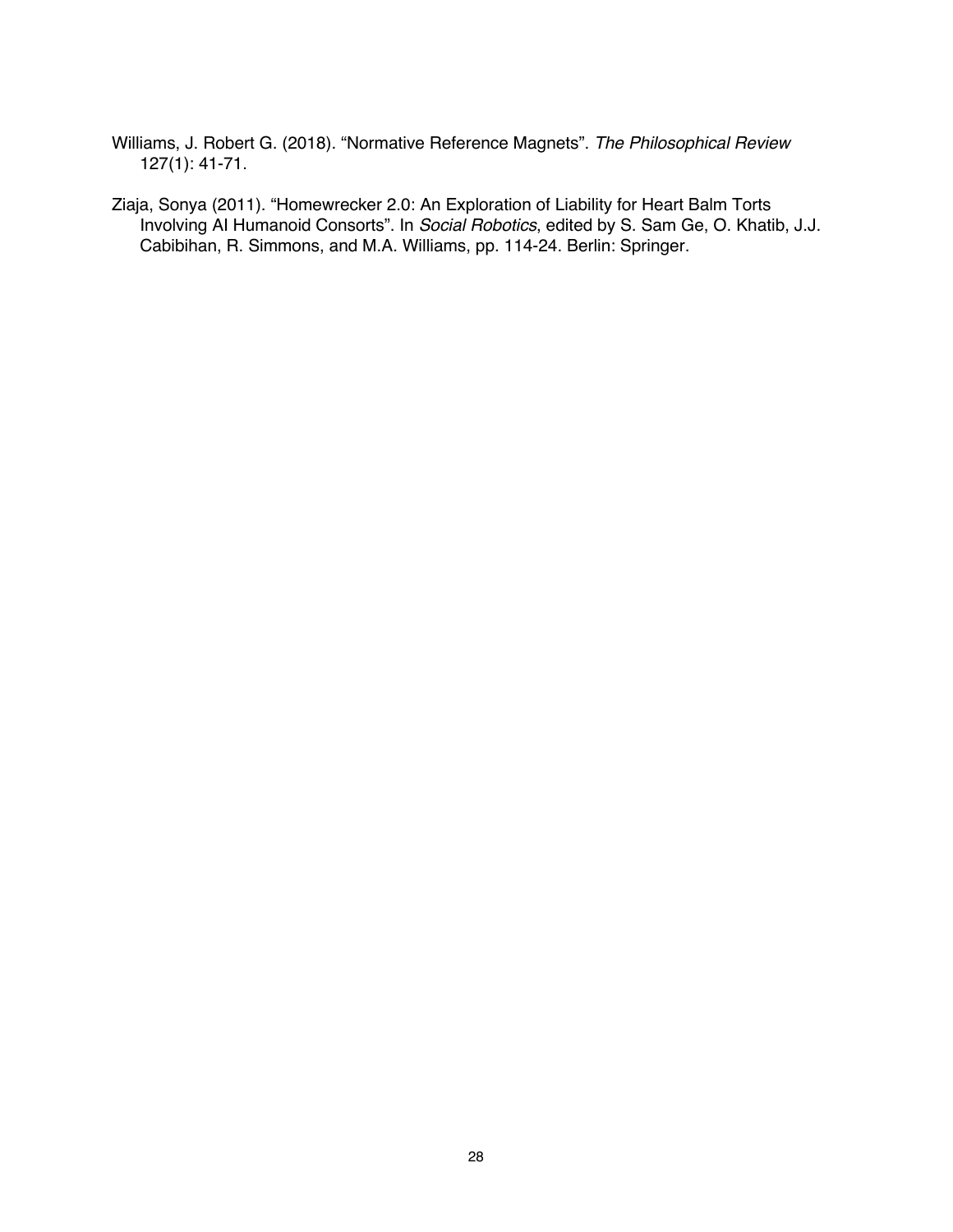Williams, J. Robert G. (2018). “Normative Reference Magnets”. *The Philosophical Review* 127(1): 41-71.

Ziaja, Sonya (2011). “Homewrecker 2.0: An Exploration of Liability for Heart Balm Torts Involving AI Humanoid Consorts”. In *Social Robotics*, edited by S. Sam Ge, O. Khatib, J.J. Cabibihan, R. Simmons, and M.A. Williams, pp. 114-24. Berlin: Springer.